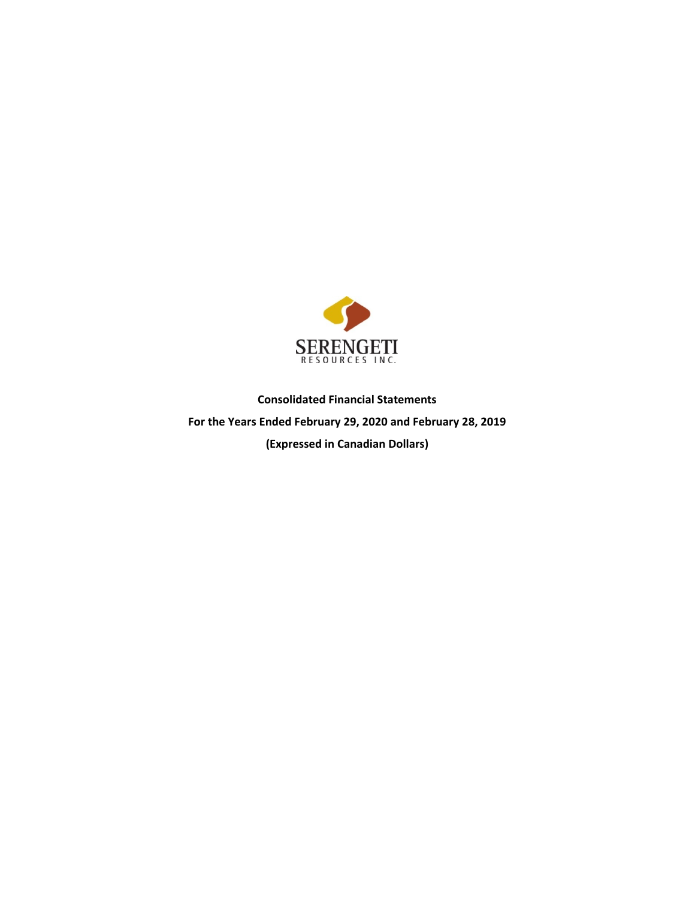SERENGETI
RESOURCES INC.

**Consolidated Financial Statements**

**For the Years Ended February 29, 2020 and February 28, 2019**

**(Expressed in Canadian Dollars)**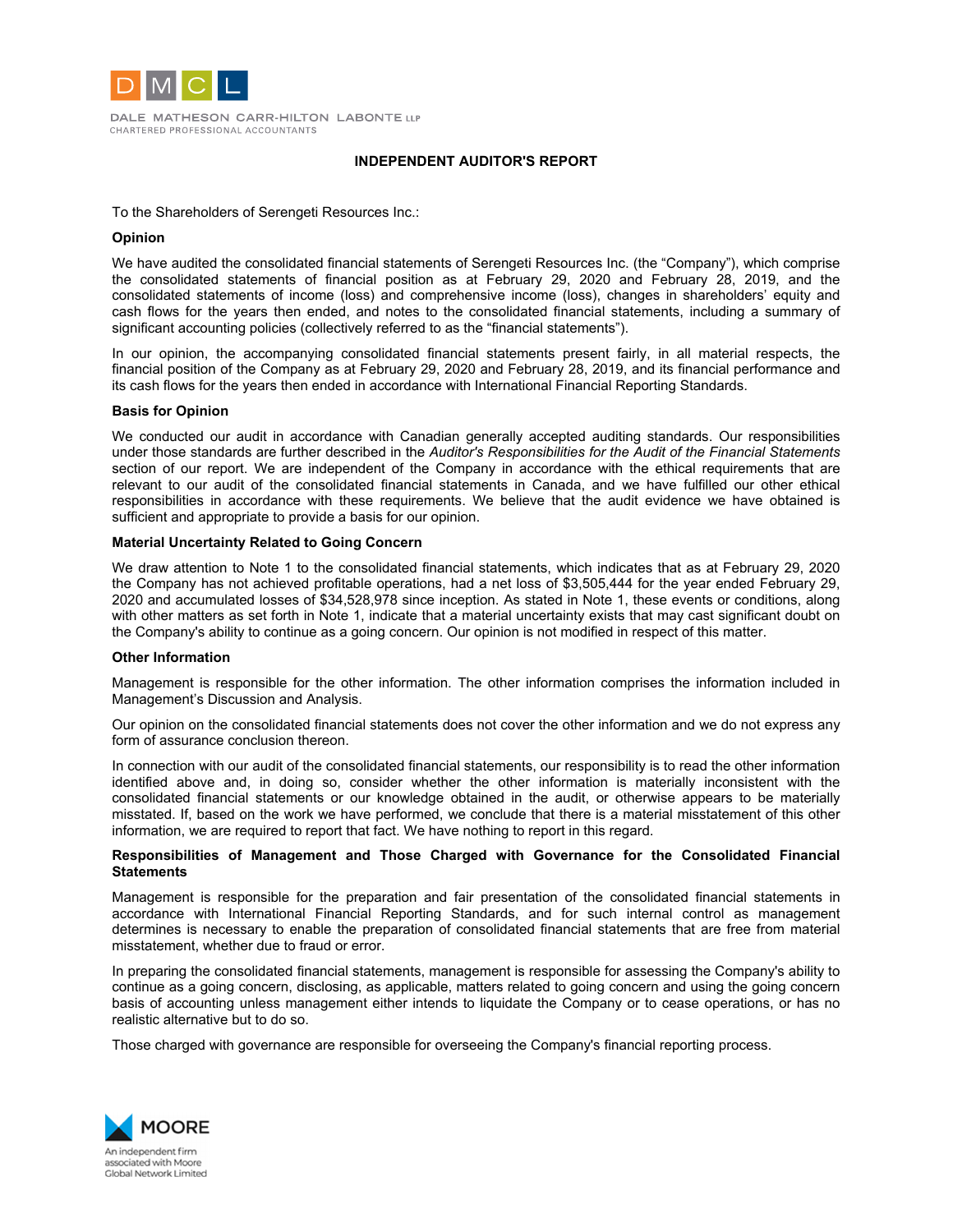DALE MATHESON CARR-HILTON LABONTE LLP
CHARTERED PROFESSIONAL ACCOUNTANTS

## INDEPENDENT AUDITOR'S REPORT

To the Shareholders of Serengeti Resources Inc.:

### Opinion

We have audited the consolidated financial statements of Serengeti Resources Inc. (the "Company"), which comprise the consolidated statements of financial position as at February 29, 2020 and February 28, 2019, and the consolidated statements of income (loss) and comprehensive income (loss), changes in shareholders' equity and cash flows for the years then ended, and notes to the consolidated financial statements, including a summary of significant accounting policies (collectively referred to as the "financial statements").

In our opinion, the accompanying consolidated financial statements present fairly, in all material respects, the financial position of the Company as at February 29, 2020 and February 28, 2019, and its financial performance and its cash flows for the years then ended in accordance with International Financial Reporting Standards.

### Basis for Opinion

We conducted our audit in accordance with Canadian generally accepted auditing standards. Our responsibilities under those standards are further described in the *Auditor's Responsibilities for the Audit of the Financial Statements* section of our report. We are independent of the Company in accordance with the ethical requirements that are relevant to our audit of the consolidated financial statements in Canada, and we have fulfilled our other ethical responsibilities in accordance with these requirements. We believe that the audit evidence we have obtained is sufficient and appropriate to provide a basis for our opinion.

### Material Uncertainty Related to Going Concern

We draw attention to Note 1 to the consolidated financial statements, which indicates that as at February 29, 2020 the Company has not achieved profitable operations, had a net loss of $3,505,444 for the year ended February 29, 2020 and accumulated losses of $34,528,978 since inception. As stated in Note 1, these events or conditions, along with other matters as set forth in Note 1, indicate that a material uncertainty exists that may cast significant doubt on the Company's ability to continue as a going concern. Our opinion is not modified in respect of this matter.

### Other Information

Management is responsible for the other information. The other information comprises the information included in Management's Discussion and Analysis.

Our opinion on the consolidated financial statements does not cover the other information and we do not express any form of assurance conclusion thereon.

In connection with our audit of the consolidated financial statements, our responsibility is to read the other information identified above and, in doing so, consider whether the other information is materially inconsistent with the consolidated financial statements or our knowledge obtained in the audit, or otherwise appears to be materially misstated. If, based on the work we have performed, we conclude that there is a material misstatement of this other information, we are required to report that fact. We have nothing to report in this regard.

### Responsibilities of Management and Those Charged with Governance for the Consolidated Financial Statements

Management is responsible for the preparation and fair presentation of the consolidated financial statements in accordance with International Financial Reporting Standards, and for such internal control as management determines is necessary to enable the preparation of consolidated financial statements that are free from material misstatement, whether due to fraud or error.

In preparing the consolidated financial statements, management is responsible for assessing the Company's ability to continue as a going concern, disclosing, as applicable, matters related to going concern and using the going concern basis of accounting unless management either intends to liquidate the Company or to cease operations, or has no realistic alternative but to do so.

Those charged with governance are responsible for overseeing the Company's financial reporting process.

MOORE
An independent firm associated with Moore Global Network Limited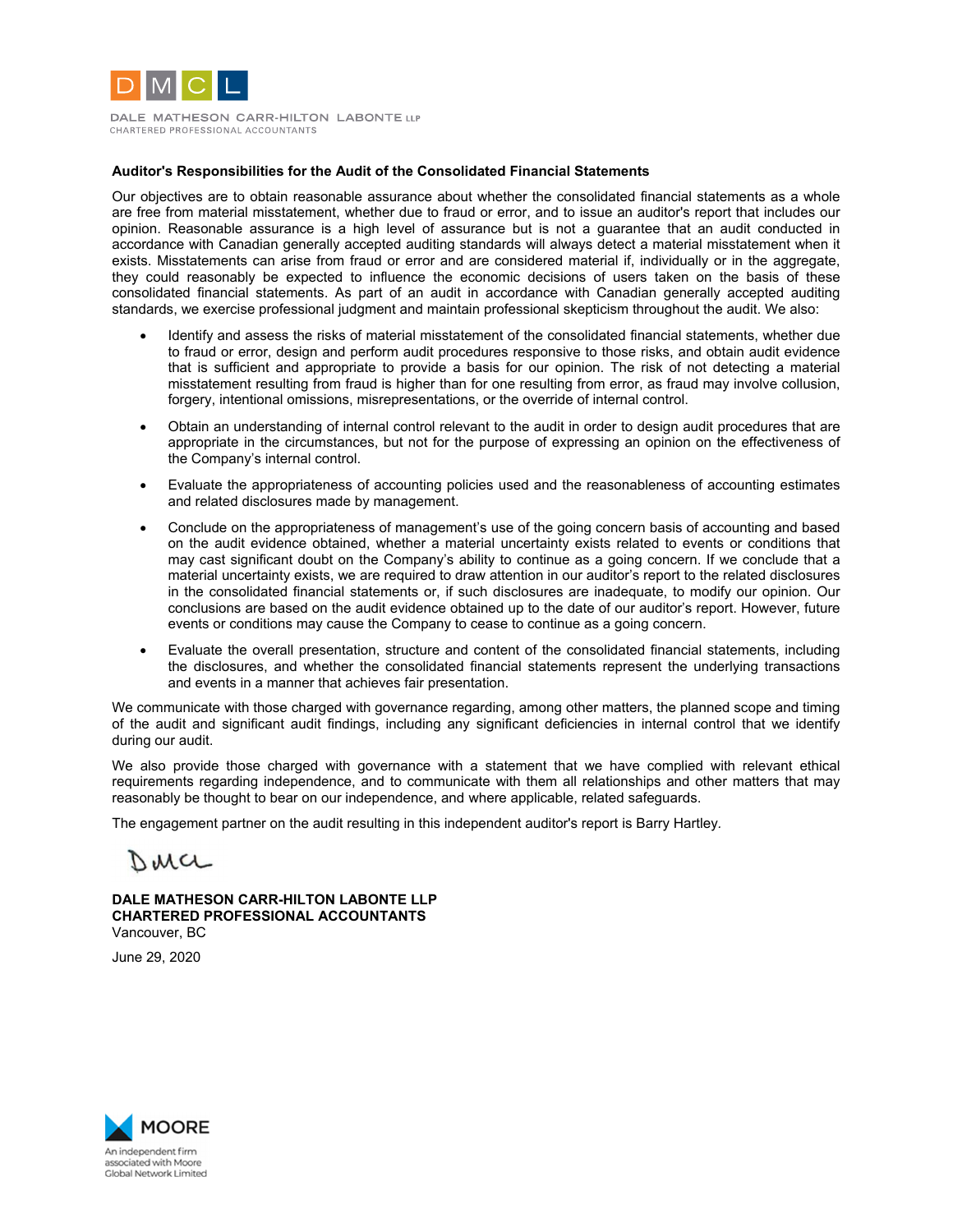**Auditor's Responsibilities for the Audit of the Consolidated Financial Statements**

Our objectives are to obtain reasonable assurance about whether the consolidated financial statements as a whole are free from material misstatement, whether due to fraud or error, and to issue an auditor's report that includes our opinion. Reasonable assurance is a high level of assurance but is not a guarantee that an audit conducted in accordance with Canadian generally accepted auditing standards will always detect a material misstatement when it exists. Misstatements can arise from fraud or error and are considered material if, individually or in the aggregate, they could reasonably be expected to influence the economic decisions of users taken on the basis of these consolidated financial statements. As part of an audit in accordance with Canadian generally accepted auditing standards, we exercise professional judgment and maintain professional skepticism throughout the audit. We also:

- Identify and assess the risks of material misstatement of the consolidated financial statements, whether due to fraud or error, design and perform audit procedures responsive to those risks, and obtain audit evidence that is sufficient and appropriate to provide a basis for our opinion. The risk of not detecting a material misstatement resulting from fraud is higher than for one resulting from error, as fraud may involve collusion, forgery, intentional omissions, misrepresentations, or the override of internal control.

- Obtain an understanding of internal control relevant to the audit in order to design audit procedures that are appropriate in the circumstances, but not for the purpose of expressing an opinion on the effectiveness of the Company's internal control.

- Evaluate the appropriateness of accounting policies used and the reasonableness of accounting estimates and related disclosures made by management.

- Conclude on the appropriateness of management's use of the going concern basis of accounting and based on the audit evidence obtained, whether a material uncertainty exists related to events or conditions that may cast significant doubt on the Company's ability to continue as a going concern. If we conclude that a material uncertainty exists, we are required to draw attention in our auditor's report to the related disclosures in the consolidated financial statements or, if such disclosures are inadequate, to modify our opinion. Our conclusions are based on the audit evidence obtained up to the date of our auditor's report. However, future events or conditions may cause the Company to cease to continue as a going concern.

- Evaluate the overall presentation, structure and content of the consolidated financial statements, including the disclosures, and whether the consolidated financial statements represent the underlying transactions and events in a manner that achieves fair presentation.

We communicate with those charged with governance regarding, among other matters, the planned scope and timing of the audit and significant audit findings, including any significant deficiencies in internal control that we identify during our audit.

We also provide those charged with governance with a statement that we have complied with relevant ethical requirements regarding independence, and to communicate with them all relationships and other matters that may reasonably be thought to bear on our independence, and where applicable, related safeguards.

The engagement partner on the audit resulting in this independent auditor's report is Barry Hartley.

DMCL

**DALE MATHESON CARR-HILTON LABONTE LLP**
**CHARTERED PROFESSIONAL ACCOUNTANTS**
Vancouver, BC

June 29, 2020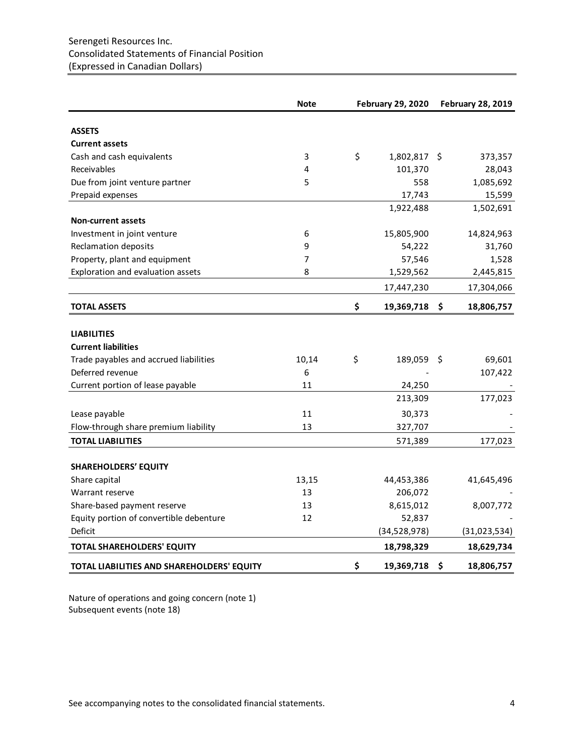Serengeti Resources Inc.
Consolidated Statements of Financial Position
(Expressed in Canadian Dollars)

| | Note | February 29, 2020 | February 28, 2019 |
|---|---|---|---|
| **ASSETS** | | | |
| **Current assets** | | | |
| Cash and cash equivalents | 3 | $ 1,802,817 | $ 373,357 |
| Receivables | 4 | 101,370 | 28,043 |
| Due from joint venture partner | 5 | 558 | 1,085,692 |
| Prepaid expenses | | 17,743 | 15,599 |
| | | 1,922,488 | 1,502,691 |
| **Non-current assets** | | | |
| Investment in joint venture | 6 | 15,805,900 | 14,824,963 |
| Reclamation deposits | 9 | 54,222 | 31,760 |
| Property, plant and equipment | 7 | 57,546 | 1,528 |
| Exploration and evaluation assets | 8 | 1,529,562 | 2,445,815 |
| | | 17,447,230 | 17,304,066 |
| **TOTAL ASSETS** | | **$ 19,369,718** | **$ 18,806,757** |
| | | | |
| **LIABILITIES** | | | |
| **Current liabilities** | | | |
| Trade payables and accrued liabilities | 10,14 | $ 189,059 | $ 69,601 |
| Deferred revenue | 6 | - | 107,422 |
| Current portion of lease payable | 11 | 24,250 | - |
| | | 213,309 | 177,023 |
| Lease payable | 11 | 30,373 | - |
| Flow-through share premium liability | 13 | 327,707 | - |
| **TOTAL LIABILITIES** | | 571,389 | 177,023 |
| | | | |
| **SHAREHOLDERS' EQUITY** | | | |
| Share capital | 13,15 | 44,453,386 | 41,645,496 |
| Warrant reserve | 13 | 206,072 | - |
| Share-based payment reserve | 13 | 8,615,012 | 8,007,772 |
| Equity portion of convertible debenture | 12 | 52,837 | - |
| Deficit | | (34,528,978) | (31,023,534) |
| **TOTAL SHAREHOLDERS' EQUITY** | | **18,798,329** | **18,629,734** |
| **TOTAL LIABILITIES AND SHAREHOLDERS' EQUITY** | | **$ 19,369,718** | **$ 18,806,757** |

Nature of operations and going concern (note 1)
Subsequent events (note 18)

See accompanying notes to the consolidated financial statements.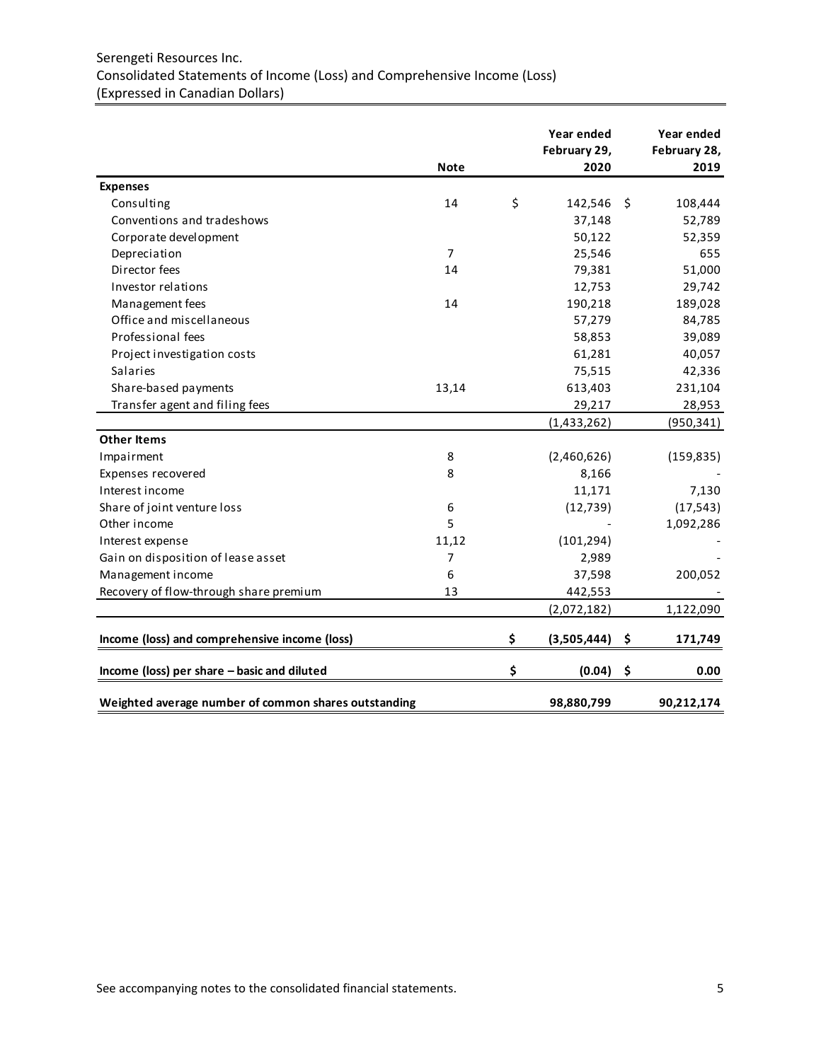Serengeti Resources Inc.
Consolidated Statements of Income (Loss) and Comprehensive Income (Loss)
(Expressed in Canadian Dollars)

| | Note | Year ended February 29, 2020 | Year ended February 28, 2019 |
|---|---|---|---|
| **Expenses** | | | |
| Consulting | 14 | $ 142,546 | $ 108,444 |
| Conventions and tradeshows | | 37,148 | 52,789 |
| Corporate development | | 50,122 | 52,359 |
| Depreciation | 7 | 25,546 | 655 |
| Director fees | 14 | 79,381 | 51,000 |
| Investor relations | | 12,753 | 29,742 |
| Management fees | 14 | 190,218 | 189,028 |
| Office and miscellaneous | | 57,279 | 84,785 |
| Professional fees | | 58,853 | 39,089 |
| Project investigation costs | | 61,281 | 40,057 |
| Salaries | | 75,515 | 42,336 |
| Share-based payments | 13,14 | 613,403 | 231,104 |
| Transfer agent and filing fees | | 29,217 | 28,953 |
| | | (1,433,262) | (950,341) |
| **Other Items** | | | |
| Impairment | 8 | (2,460,626) | (159,835) |
| Expenses recovered | 8 | 8,166 | - |
| Interest income | | 11,171 | 7,130 |
| Share of joint venture loss | 6 | (12,739) | (17,543) |
| Other income | 5 | - | 1,092,286 |
| Interest expense | 11,12 | (101,294) | - |
| Gain on disposition of lease asset | 7 | 2,989 | - |
| Management income | 6 | 37,598 | 200,052 |
| Recovery of flow-through share premium | 13 | 442,553 | - |
| | | (2,072,182) | 1,122,090 |
| **Income (loss) and comprehensive income (loss)** | | **$ (3,505,444)** | **$ 171,749** |
| **Income (loss) per share – basic and diluted** | | **$ (0.04)** | **$ 0.00** |
| **Weighted average number of common shares outstanding** | | **98,880,799** | **90,212,174** |

See accompanying notes to the consolidated financial statements.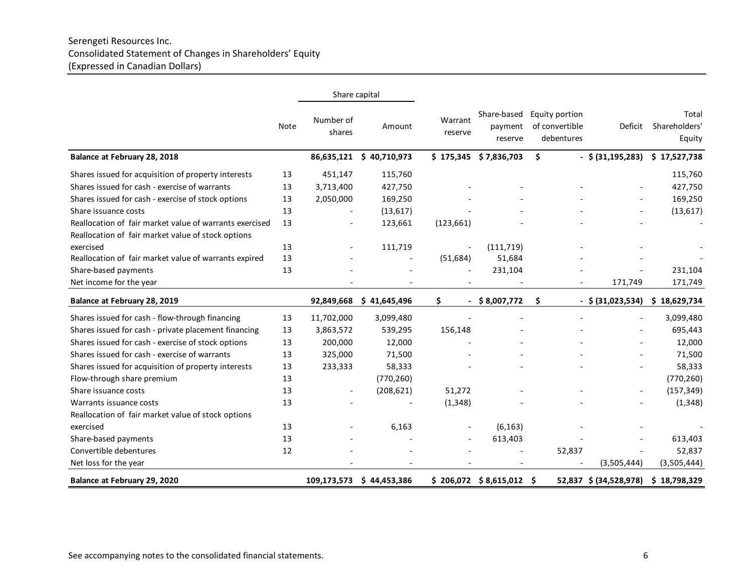Serengeti Resources Inc.
Consolidated Statement of Changes in Shareholders' Equity
(Expressed in Canadian Dollars)

| | Note | Share capital | | Warrant reserve | Share-based payment reserve | Equity portion of convertible debentures | Deficit | Total Shareholders' Equity |
|---|---|---|---|---|---|---|---|---|
| | | Number of shares | Amount | | | | | |
| **Balance at February 28, 2018** | | **86,635,121** | **$ 40,710,973** | **$ 175,345** | **$ 7,836,703** | **$ -** | **$ (31,195,283)** | **$ 17,527,738** |
| Shares issued for acquisition of property interests | 13 | 451,147 | 115,760 | | | | | 115,760 |
| Shares issued for cash - exercise of warrants | 13 | 3,713,400 | 427,750 | - | - | - | - | 427,750 |
| Shares issued for cash - exercise of stock options | 13 | 2,050,000 | 169,250 | - | - | - | - | 169,250 |
| Share issuance costs | 13 | - | (13,617) | - | - | - | - | (13,617) |
| Reallocation of fair market value of warrants exercised | 13 | - | 123,661 | (123,661) | - | - | - | - |
| Reallocation of fair market value of stock options exercised | 13 | - | 111,719 | - | (111,719) | - | - | - |
| Reallocation of fair market value of warrants expired | 13 | - | - | (51,684) | 51,684 | - | - | - |
| Share-based payments | 13 | - | - | - | 231,104 | - | - | 231,104 |
| Net income for the year | | - | - | - | - | - | 171,749 | 171,749 |
| **Balance at February 28, 2019** | | **92,849,668** | **$ 41,645,496** | **$ -** | **$ 8,007,772** | **$ -** | **$ (31,023,534)** | **$ 18,629,734** |
| Shares issued for cash - flow-through financing | 13 | 11,702,000 | 3,099,480 | - | - | - | - | 3,099,480 |
| Shares issued for cash - private placement financing | 13 | 3,863,572 | 539,295 | 156,148 | - | - | - | 695,443 |
| Shares issued for cash - exercise of stock options | 13 | 200,000 | 12,000 | - | - | - | - | 12,000 |
| Shares issued for cash - exercise of warrants | 13 | 325,000 | 71,500 | - | - | - | - | 71,500 |
| Shares issued for acquisition of property interests | 13 | 233,333 | 58,333 | - | - | - | - | 58,333 |
| Flow-through share premium | 13 | | (770,260) | | | | | (770,260) |
| Share issuance costs | 13 | - | (208,621) | 51,272 | - | - | - | (157,349) |
| Warrants issuance costs | 13 | - | - | (1,348) | - | - | - | (1,348) |
| Reallocation of fair market value of stock options exercised | 13 | - | 6,163 | - | (6,163) | - | - | - |
| Share-based payments | 13 | - | - | - | 613,403 | - | - | 613,403 |
| Convertible debentures | 12 | - | - | - | - | 52,837 | - | 52,837 |
| Net loss for the year | | - | - | - | - | - | (3,505,444) | (3,505,444) |
| **Balance at February 29, 2020** | | **109,173,573** | **$ 44,453,386** | **$ 206,072** | **$ 8,615,012** | **$ 52,837** | **$ (34,528,978)** | **$ 18,798,329** |

See accompanying notes to the consolidated financial statements.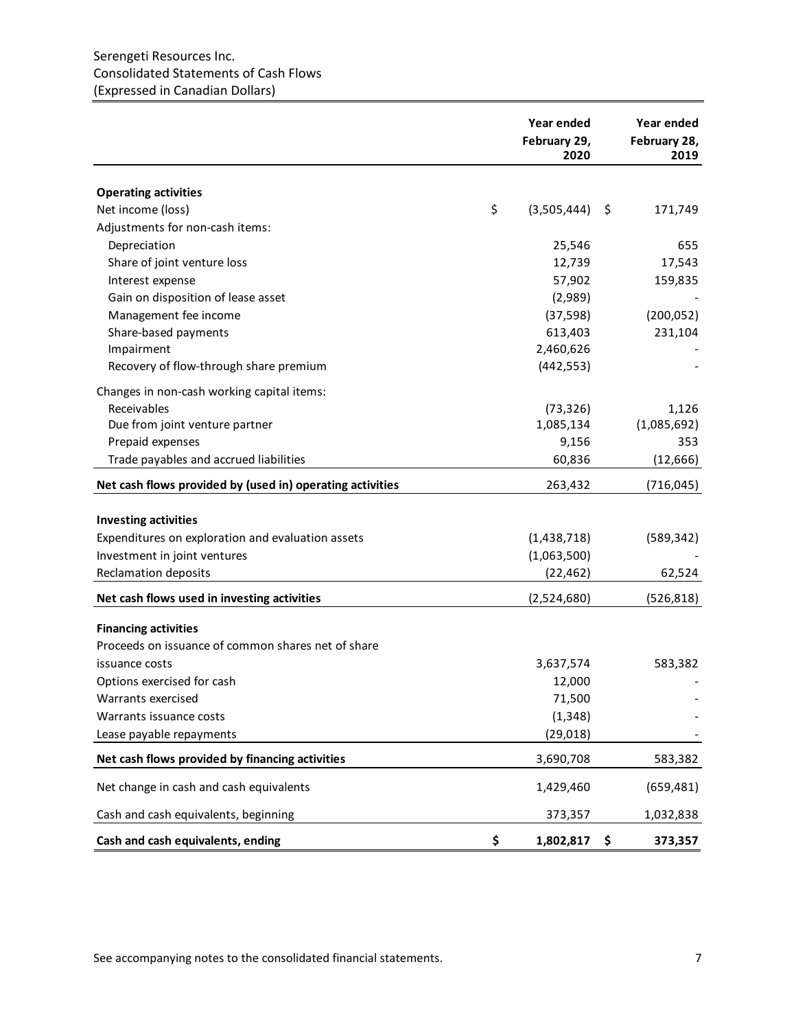Serengeti Resources Inc.
Consolidated Statements of Cash Flows
(Expressed in Canadian Dollars)

| | Year ended February 29, 2020 | Year ended February 28, 2019 |
|---|---|---|
| **Operating activities** | | |
| Net income (loss) | $ (3,505,444) | $ 171,749 |
| Adjustments for non-cash items: | | |
| Depreciation | 25,546 | 655 |
| Share of joint venture loss | 12,739 | 17,543 |
| Interest expense | 57,902 | 159,835 |
| Gain on disposition of lease asset | (2,989) | - |
| Management fee income | (37,598) | (200,052) |
| Share-based payments | 613,403 | 231,104 |
| Impairment | 2,460,626 | - |
| Recovery of flow-through share premium | (442,553) | - |
| Changes in non-cash working capital items: | | |
| Receivables | (73,326) | 1,126 |
| Due from joint venture partner | 1,085,134 | (1,085,692) |
| Prepaid expenses | 9,156 | 353 |
| Trade payables and accrued liabilities | 60,836 | (12,666) |
| **Net cash flows provided by (used in) operating activities** | 263,432 | (716,045) |
| **Investing activities** | | |
| Expenditures on exploration and evaluation assets | (1,438,718) | (589,342) |
| Investment in joint ventures | (1,063,500) | - |
| Reclamation deposits | (22,462) | 62,524 |
| **Net cash flows used in investing activities** | (2,524,680) | (526,818) |
| **Financing activities** | | |
| Proceeds on issuance of common shares net of share issuance costs | 3,637,574 | 583,382 |
| Options exercised for cash | 12,000 | - |
| Warrants exercised | 71,500 | - |
| Warrants issuance costs | (1,348) | - |
| Lease payable repayments | (29,018) | - |
| **Net cash flows provided by financing activities** | 3,690,708 | 583,382 |
| Net change in cash and cash equivalents | 1,429,460 | (659,481) |
| Cash and cash equivalents, beginning | 373,357 | 1,032,838 |
| **Cash and cash equivalents, ending** | **$ 1,802,817** | **$ 373,357** |

See accompanying notes to the consolidated financial statements.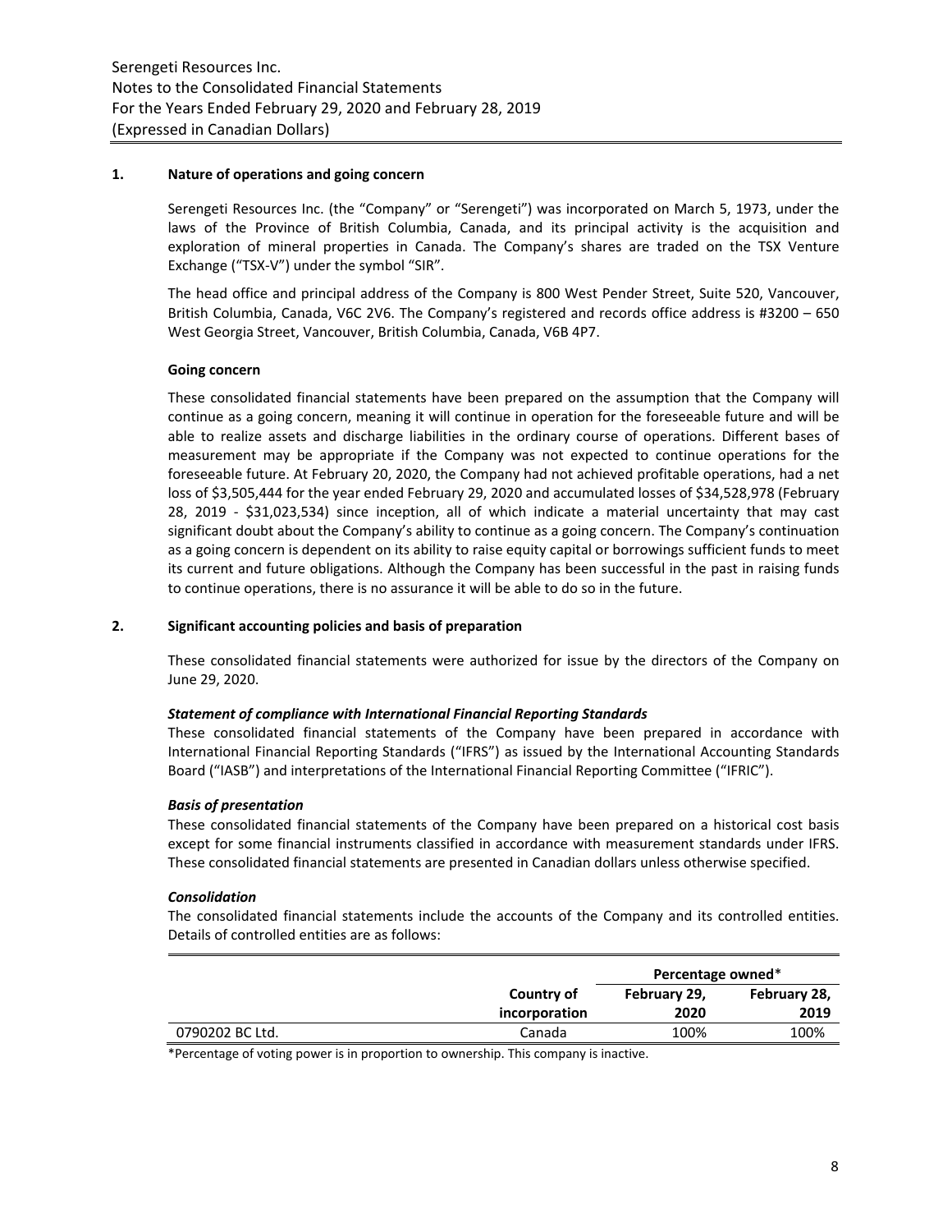## 1. Nature of operations and going concern

Serengeti Resources Inc. (the "Company" or "Serengeti") was incorporated on March 5, 1973, under the laws of the Province of British Columbia, Canada, and its principal activity is the acquisition and exploration of mineral properties in Canada. The Company's shares are traded on the TSX Venture Exchange ("TSX-V") under the symbol "SIR".

The head office and principal address of the Company is 800 West Pender Street, Suite 520, Vancouver, British Columbia, Canada, V6C 2V6. The Company's registered and records office address is #3200 – 650 West Georgia Street, Vancouver, British Columbia, Canada, V6B 4P7.

### Going concern

These consolidated financial statements have been prepared on the assumption that the Company will continue as a going concern, meaning it will continue in operation for the foreseeable future and will be able to realize assets and discharge liabilities in the ordinary course of operations. Different bases of measurement may be appropriate if the Company was not expected to continue operations for the foreseeable future. At February 20, 2020, the Company had not achieved profitable operations, had a net loss of $3,505,444 for the year ended February 29, 2020 and accumulated losses of $34,528,978 (February 28, 2019 - $31,023,534) since inception, all of which indicate a material uncertainty that may cast significant doubt about the Company's ability to continue as a going concern. The Company's continuation as a going concern is dependent on its ability to raise equity capital or borrowings sufficient funds to meet its current and future obligations. Although the Company has been successful in the past in raising funds to continue operations, there is no assurance it will be able to do so in the future.

## 2. Significant accounting policies and basis of preparation

These consolidated financial statements were authorized for issue by the directors of the Company on June 29, 2020.

***Statement of compliance with International Financial Reporting Standards***

These consolidated financial statements of the Company have been prepared in accordance with International Financial Reporting Standards ("IFRS") as issued by the International Accounting Standards Board ("IASB") and interpretations of the International Financial Reporting Committee ("IFRIC").

***Basis of presentation***

These consolidated financial statements of the Company have been prepared on a historical cost basis except for some financial instruments classified in accordance with measurement standards under IFRS. These consolidated financial statements are presented in Canadian dollars unless otherwise specified.

***Consolidation***

The consolidated financial statements include the accounts of the Company and its controlled entities. Details of controlled entities are as follows:

| | | Percentage owned* | |
|---|---|---|---|
| | Country of incorporation | February 29, 2020 | February 28, 2019 |
| 0790202 BC Ltd. | Canada | 100% | 100% |

*Percentage of voting power is in proportion to ownership. This company is inactive.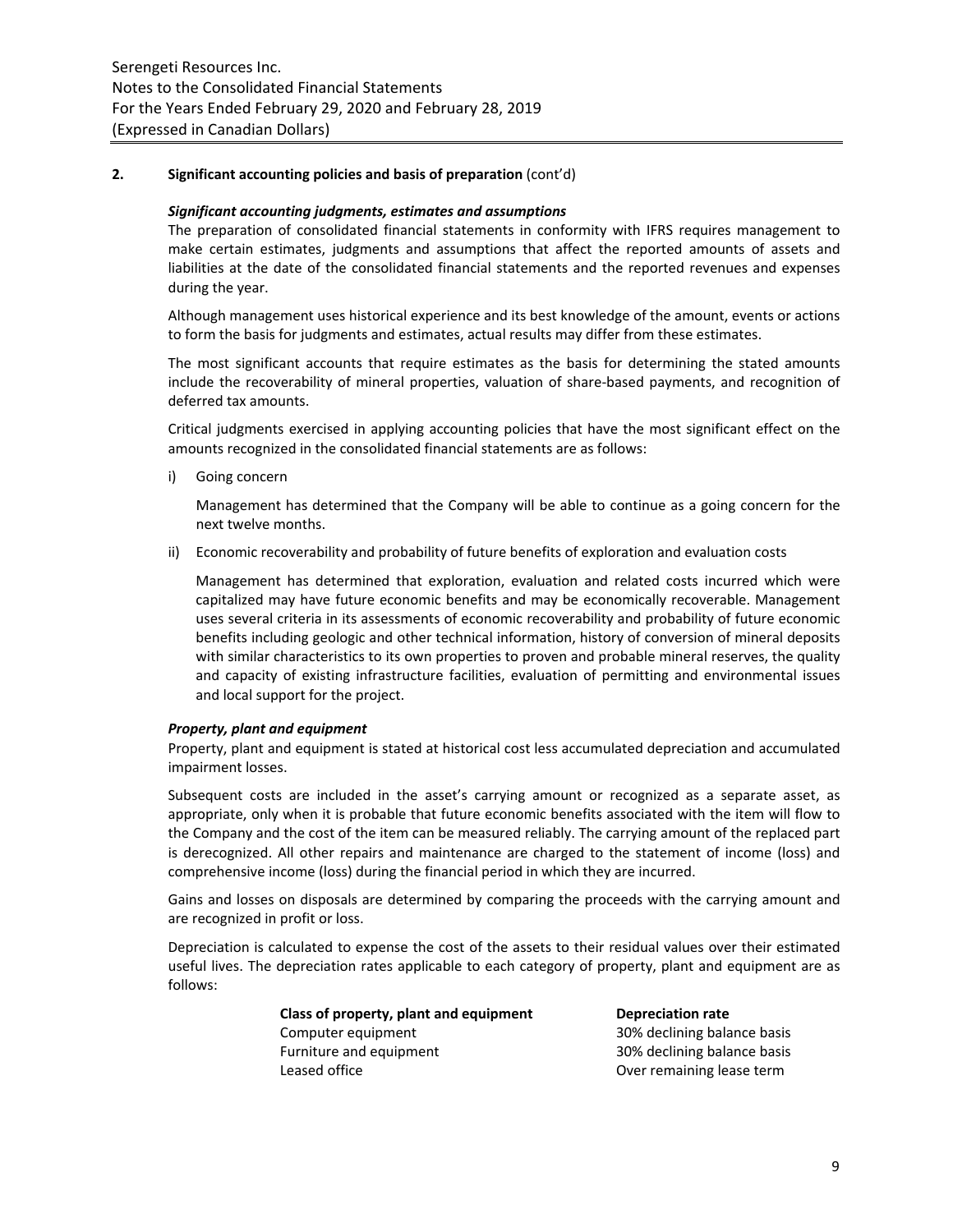## 2. Significant accounting policies and basis of preparation (cont'd)

### *Significant accounting judgments, estimates and assumptions*

The preparation of consolidated financial statements in conformity with IFRS requires management to make certain estimates, judgments and assumptions that affect the reported amounts of assets and liabilities at the date of the consolidated financial statements and the reported revenues and expenses during the year.

Although management uses historical experience and its best knowledge of the amount, events or actions to form the basis for judgments and estimates, actual results may differ from these estimates.

The most significant accounts that require estimates as the basis for determining the stated amounts include the recoverability of mineral properties, valuation of share-based payments, and recognition of deferred tax amounts.

Critical judgments exercised in applying accounting policies that have the most significant effect on the amounts recognized in the consolidated financial statements are as follows:

i) Going concern

   Management has determined that the Company will be able to continue as a going concern for the next twelve months.

ii) Economic recoverability and probability of future benefits of exploration and evaluation costs

   Management has determined that exploration, evaluation and related costs incurred which were capitalized may have future economic benefits and may be economically recoverable. Management uses several criteria in its assessments of economic recoverability and probability of future economic benefits including geologic and other technical information, history of conversion of mineral deposits with similar characteristics to its own properties to proven and probable mineral reserves, the quality and capacity of existing infrastructure facilities, evaluation of permitting and environmental issues and local support for the project.

### *Property, plant and equipment*

Property, plant and equipment is stated at historical cost less accumulated depreciation and accumulated impairment losses.

Subsequent costs are included in the asset's carrying amount or recognized as a separate asset, as appropriate, only when it is probable that future economic benefits associated with the item will flow to the Company and the cost of the item can be measured reliably. The carrying amount of the replaced part is derecognized. All other repairs and maintenance are charged to the statement of income (loss) and comprehensive income (loss) during the financial period in which they are incurred.

Gains and losses on disposals are determined by comparing the proceeds with the carrying amount and are recognized in profit or loss.

Depreciation is calculated to expense the cost of the assets to their residual values over their estimated useful lives. The depreciation rates applicable to each category of property, plant and equipment are as follows:

| Class of property, plant and equipment | Depreciation rate |
|---|---|
| Computer equipment | 30% declining balance basis |
| Furniture and equipment | 30% declining balance basis |
| Leased office | Over remaining lease term |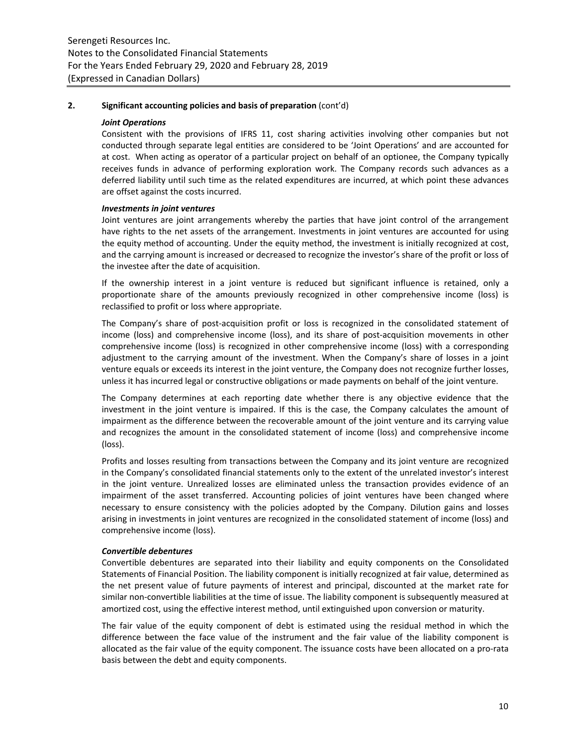## 2. Significant accounting policies and basis of preparation (cont'd)

***Joint Operations***

Consistent with the provisions of IFRS 11, cost sharing activities involving other companies but not conducted through separate legal entities are considered to be 'Joint Operations' and are accounted for at cost. When acting as operator of a particular project on behalf of an optionee, the Company typically receives funds in advance of performing exploration work. The Company records such advances as a deferred liability until such time as the related expenditures are incurred, at which point these advances are offset against the costs incurred.

***Investments in joint ventures***

Joint ventures are joint arrangements whereby the parties that have joint control of the arrangement have rights to the net assets of the arrangement. Investments in joint ventures are accounted for using the equity method of accounting. Under the equity method, the investment is initially recognized at cost, and the carrying amount is increased or decreased to recognize the investor's share of the profit or loss of the investee after the date of acquisition.

If the ownership interest in a joint venture is reduced but significant influence is retained, only a proportionate share of the amounts previously recognized in other comprehensive income (loss) is reclassified to profit or loss where appropriate.

The Company's share of post-acquisition profit or loss is recognized in the consolidated statement of income (loss) and comprehensive income (loss), and its share of post-acquisition movements in other comprehensive income (loss) is recognized in other comprehensive income (loss) with a corresponding adjustment to the carrying amount of the investment. When the Company's share of losses in a joint venture equals or exceeds its interest in the joint venture, the Company does not recognize further losses, unless it has incurred legal or constructive obligations or made payments on behalf of the joint venture.

The Company determines at each reporting date whether there is any objective evidence that the investment in the joint venture is impaired. If this is the case, the Company calculates the amount of impairment as the difference between the recoverable amount of the joint venture and its carrying value and recognizes the amount in the consolidated statement of income (loss) and comprehensive income (loss).

Profits and losses resulting from transactions between the Company and its joint venture are recognized in the Company's consolidated financial statements only to the extent of the unrelated investor's interest in the joint venture. Unrealized losses are eliminated unless the transaction provides evidence of an impairment of the asset transferred. Accounting policies of joint ventures have been changed where necessary to ensure consistency with the policies adopted by the Company. Dilution gains and losses arising in investments in joint ventures are recognized in the consolidated statement of income (loss) and comprehensive income (loss).

***Convertible debentures***

Convertible debentures are separated into their liability and equity components on the Consolidated Statements of Financial Position. The liability component is initially recognized at fair value, determined as the net present value of future payments of interest and principal, discounted at the market rate for similar non-convertible liabilities at the time of issue. The liability component is subsequently measured at amortized cost, using the effective interest method, until extinguished upon conversion or maturity.

The fair value of the equity component of debt is estimated using the residual method in which the difference between the face value of the instrument and the fair value of the liability component is allocated as the fair value of the equity component. The issuance costs have been allocated on a pro-rata basis between the debt and equity components.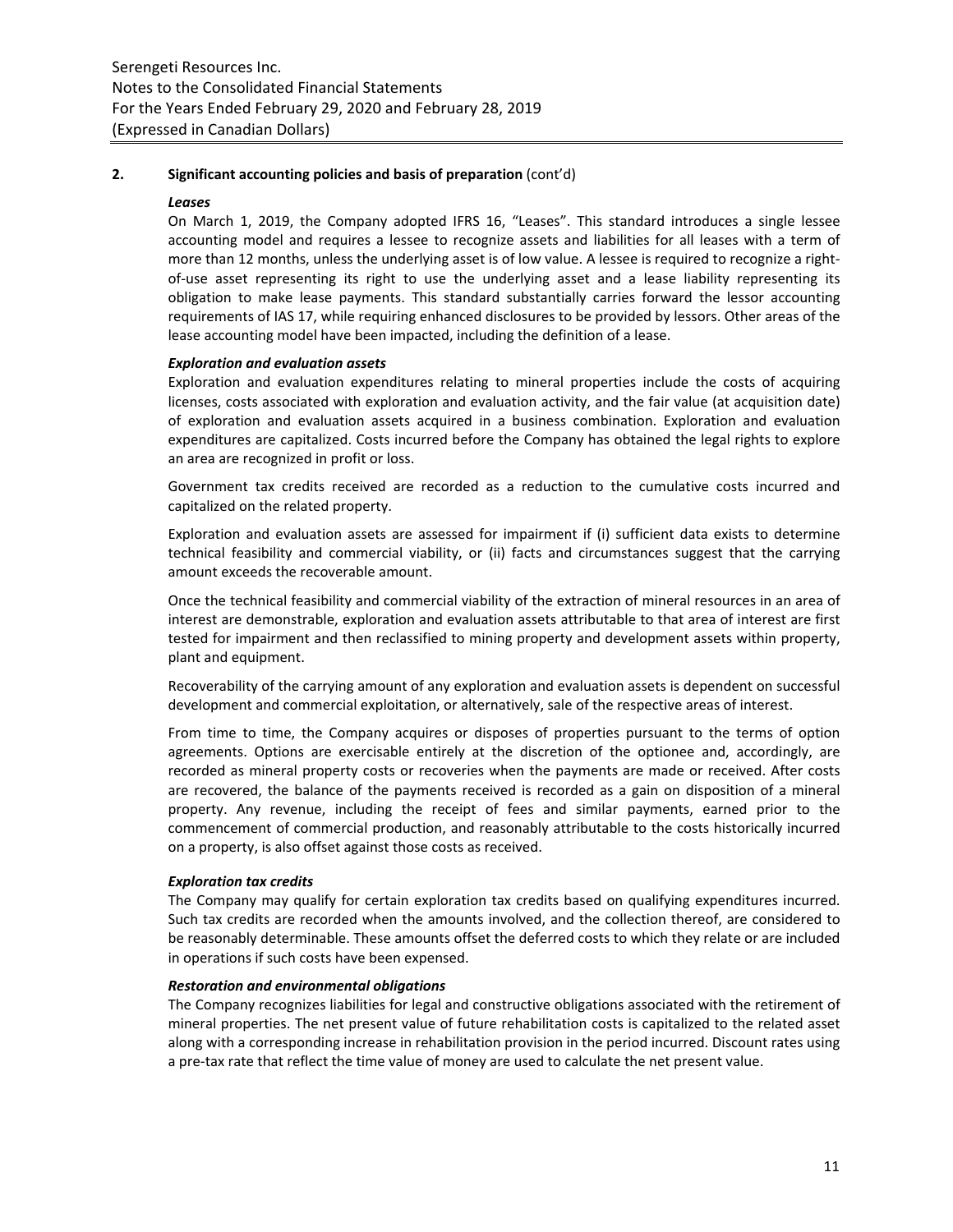## 2. Significant accounting policies and basis of preparation (cont'd)

### *Leases*

On March 1, 2019, the Company adopted IFRS 16, "Leases". This standard introduces a single lessee accounting model and requires a lessee to recognize assets and liabilities for all leases with a term of more than 12 months, unless the underlying asset is of low value. A lessee is required to recognize a right-of-use asset representing its right to use the underlying asset and a lease liability representing its obligation to make lease payments. This standard substantially carries forward the lessor accounting requirements of IAS 17, while requiring enhanced disclosures to be provided by lessors. Other areas of the lease accounting model have been impacted, including the definition of a lease.

### *Exploration and evaluation assets*

Exploration and evaluation expenditures relating to mineral properties include the costs of acquiring licenses, costs associated with exploration and evaluation activity, and the fair value (at acquisition date) of exploration and evaluation assets acquired in a business combination. Exploration and evaluation expenditures are capitalized. Costs incurred before the Company has obtained the legal rights to explore an area are recognized in profit or loss.

Government tax credits received are recorded as a reduction to the cumulative costs incurred and capitalized on the related property.

Exploration and evaluation assets are assessed for impairment if (i) sufficient data exists to determine technical feasibility and commercial viability, or (ii) facts and circumstances suggest that the carrying amount exceeds the recoverable amount.

Once the technical feasibility and commercial viability of the extraction of mineral resources in an area of interest are demonstrable, exploration and evaluation assets attributable to that area of interest are first tested for impairment and then reclassified to mining property and development assets within property, plant and equipment.

Recoverability of the carrying amount of any exploration and evaluation assets is dependent on successful development and commercial exploitation, or alternatively, sale of the respective areas of interest.

From time to time, the Company acquires or disposes of properties pursuant to the terms of option agreements. Options are exercisable entirely at the discretion of the optionee and, accordingly, are recorded as mineral property costs or recoveries when the payments are made or received. After costs are recovered, the balance of the payments received is recorded as a gain on disposition of a mineral property. Any revenue, including the receipt of fees and similar payments, earned prior to the commencement of commercial production, and reasonably attributable to the costs historically incurred on a property, is also offset against those costs as received.

### *Exploration tax credits*

The Company may qualify for certain exploration tax credits based on qualifying expenditures incurred. Such tax credits are recorded when the amounts involved, and the collection thereof, are considered to be reasonably determinable. These amounts offset the deferred costs to which they relate or are included in operations if such costs have been expensed.

### *Restoration and environmental obligations*

The Company recognizes liabilities for legal and constructive obligations associated with the retirement of mineral properties. The net present value of future rehabilitation costs is capitalized to the related asset along with a corresponding increase in rehabilitation provision in the period incurred. Discount rates using a pre-tax rate that reflect the time value of money are used to calculate the net present value.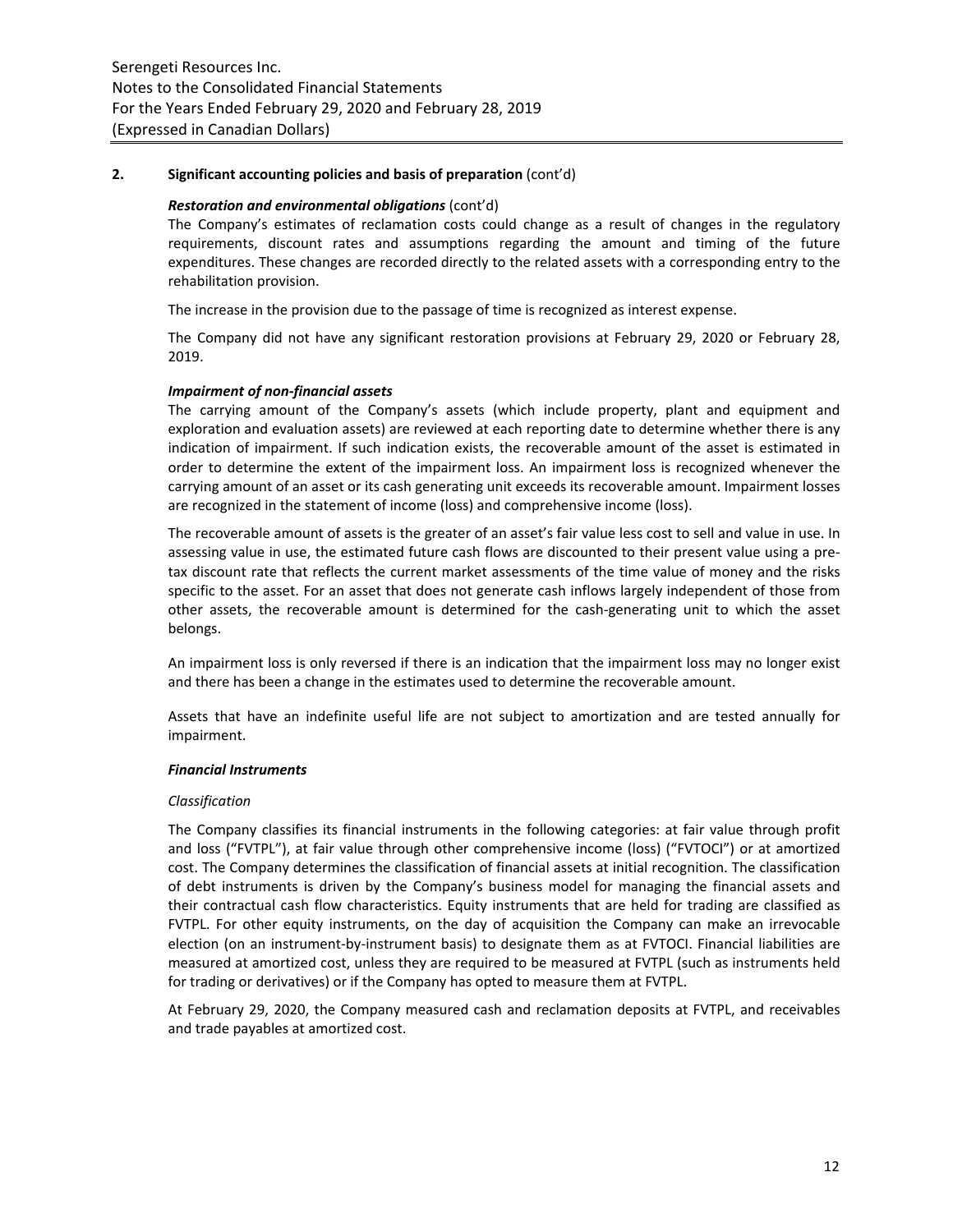## 2. Significant accounting policies and basis of preparation (cont'd)

***Restoration and environmental obligations*** (cont'd)

The Company's estimates of reclamation costs could change as a result of changes in the regulatory requirements, discount rates and assumptions regarding the amount and timing of the future expenditures. These changes are recorded directly to the related assets with a corresponding entry to the rehabilitation provision.

The increase in the provision due to the passage of time is recognized as interest expense.

The Company did not have any significant restoration provisions at February 29, 2020 or February 28, 2019.

***Impairment of non-financial assets***

The carrying amount of the Company's assets (which include property, plant and equipment and exploration and evaluation assets) are reviewed at each reporting date to determine whether there is any indication of impairment. If such indication exists, the recoverable amount of the asset is estimated in order to determine the extent of the impairment loss. An impairment loss is recognized whenever the carrying amount of an asset or its cash generating unit exceeds its recoverable amount. Impairment losses are recognized in the statement of income (loss) and comprehensive income (loss).

The recoverable amount of assets is the greater of an asset's fair value less cost to sell and value in use. In assessing value in use, the estimated future cash flows are discounted to their present value using a pre-tax discount rate that reflects the current market assessments of the time value of money and the risks specific to the asset. For an asset that does not generate cash inflows largely independent of those from other assets, the recoverable amount is determined for the cash-generating unit to which the asset belongs.

An impairment loss is only reversed if there is an indication that the impairment loss may no longer exist and there has been a change in the estimates used to determine the recoverable amount.

Assets that have an indefinite useful life are not subject to amortization and are tested annually for impairment.

***Financial Instruments***

*Classification*

The Company classifies its financial instruments in the following categories: at fair value through profit and loss ("FVTPL"), at fair value through other comprehensive income (loss) ("FVTOCI") or at amortized cost. The Company determines the classification of financial assets at initial recognition. The classification of debt instruments is driven by the Company's business model for managing the financial assets and their contractual cash flow characteristics. Equity instruments that are held for trading are classified as FVTPL. For other equity instruments, on the day of acquisition the Company can make an irrevocable election (on an instrument-by-instrument basis) to designate them as at FVTOCI. Financial liabilities are measured at amortized cost, unless they are required to be measured at FVTPL (such as instruments held for trading or derivatives) or if the Company has opted to measure them at FVTPL.

At February 29, 2020, the Company measured cash and reclamation deposits at FVTPL, and receivables and trade payables at amortized cost.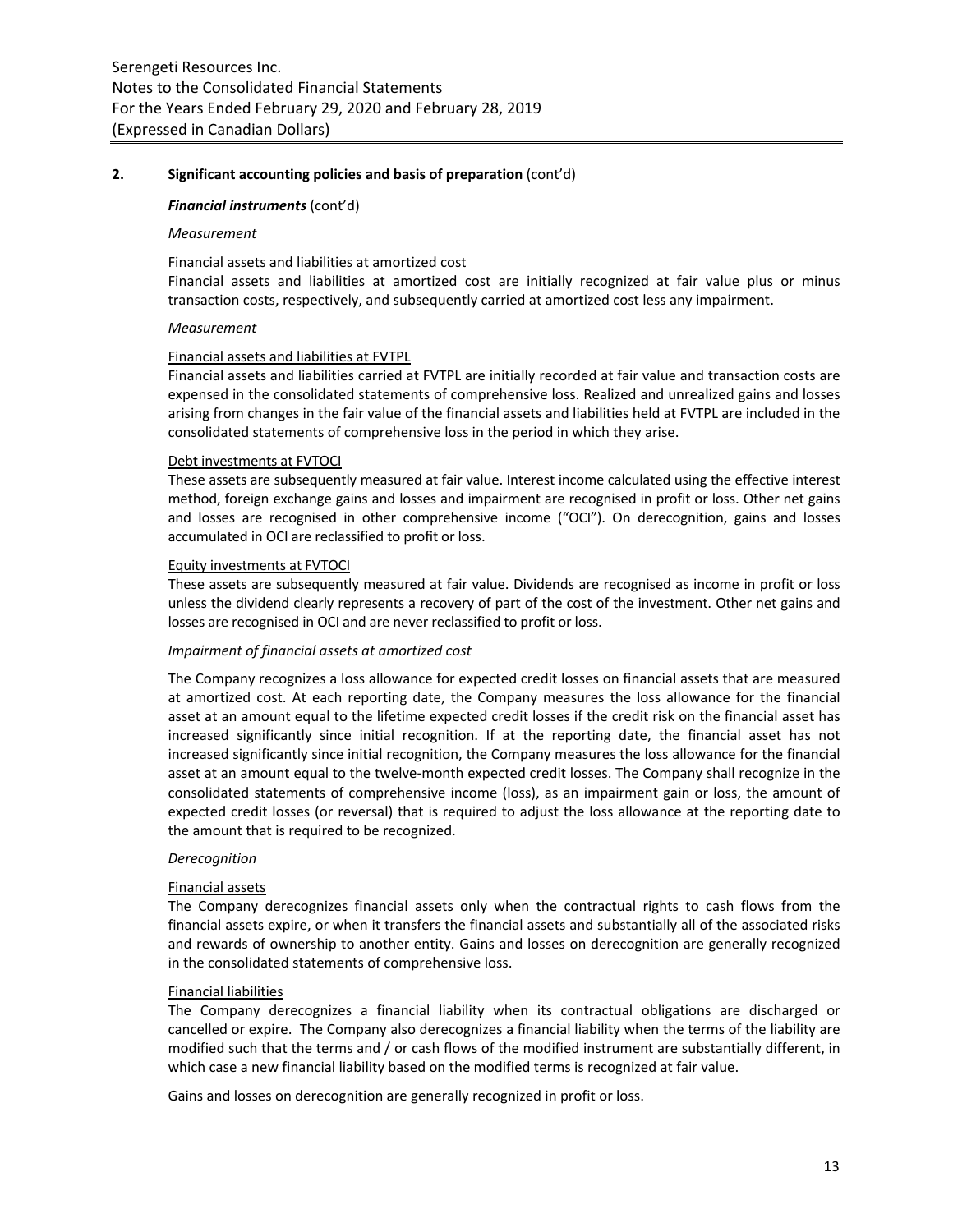## 2. Significant accounting policies and basis of preparation (cont'd)

***Financial instruments*** (cont'd)

*Measurement*

Financial assets and liabilities at amortized cost

Financial assets and liabilities at amortized cost are initially recognized at fair value plus or minus transaction costs, respectively, and subsequently carried at amortized cost less any impairment.

*Measurement*

Financial assets and liabilities at FVTPL

Financial assets and liabilities carried at FVTPL are initially recorded at fair value and transaction costs are expensed in the consolidated statements of comprehensive loss. Realized and unrealized gains and losses arising from changes in the fair value of the financial assets and liabilities held at FVTPL are included in the consolidated statements of comprehensive loss in the period in which they arise.

Debt investments at FVTOCI

These assets are subsequently measured at fair value. Interest income calculated using the effective interest method, foreign exchange gains and losses and impairment are recognised in profit or loss. Other net gains and losses are recognised in other comprehensive income ("OCI"). On derecognition, gains and losses accumulated in OCI are reclassified to profit or loss.

Equity investments at FVTOCI

These assets are subsequently measured at fair value. Dividends are recognised as income in profit or loss unless the dividend clearly represents a recovery of part of the cost of the investment. Other net gains and losses are recognised in OCI and are never reclassified to profit or loss.

*Impairment of financial assets at amortized cost*

The Company recognizes a loss allowance for expected credit losses on financial assets that are measured at amortized cost. At each reporting date, the Company measures the loss allowance for the financial asset at an amount equal to the lifetime expected credit losses if the credit risk on the financial asset has increased significantly since initial recognition. If at the reporting date, the financial asset has not increased significantly since initial recognition, the Company measures the loss allowance for the financial asset at an amount equal to the twelve-month expected credit losses. The Company shall recognize in the consolidated statements of comprehensive income (loss), as an impairment gain or loss, the amount of expected credit losses (or reversal) that is required to adjust the loss allowance at the reporting date to the amount that is required to be recognized.

*Derecognition*

Financial assets

The Company derecognizes financial assets only when the contractual rights to cash flows from the financial assets expire, or when it transfers the financial assets and substantially all of the associated risks and rewards of ownership to another entity. Gains and losses on derecognition are generally recognized in the consolidated statements of comprehensive loss.

Financial liabilities

The Company derecognizes a financial liability when its contractual obligations are discharged or cancelled or expire. The Company also derecognizes a financial liability when the terms of the liability are modified such that the terms and / or cash flows of the modified instrument are substantially different, in which case a new financial liability based on the modified terms is recognized at fair value.

Gains and losses on derecognition are generally recognized in profit or loss.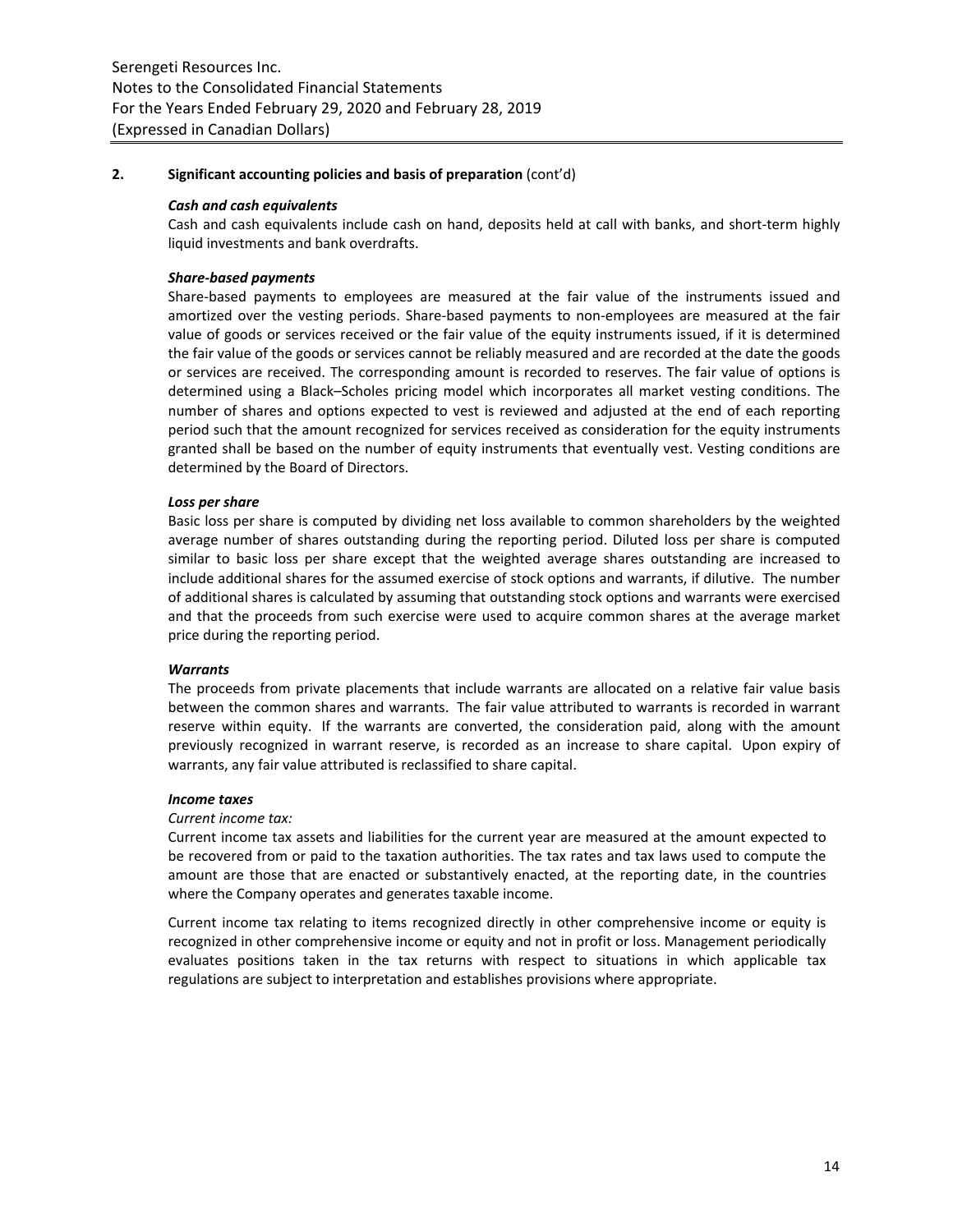## 2. Significant accounting policies and basis of preparation (cont'd)

***Cash and cash equivalents***

Cash and cash equivalents include cash on hand, deposits held at call with banks, and short-term highly liquid investments and bank overdrafts.

***Share-based payments***

Share-based payments to employees are measured at the fair value of the instruments issued and amortized over the vesting periods. Share-based payments to non-employees are measured at the fair value of goods or services received or the fair value of the equity instruments issued, if it is determined the fair value of the goods or services cannot be reliably measured and are recorded at the date the goods or services are received. The corresponding amount is recorded to reserves. The fair value of options is determined using a Black–Scholes pricing model which incorporates all market vesting conditions. The number of shares and options expected to vest is reviewed and adjusted at the end of each reporting period such that the amount recognized for services received as consideration for the equity instruments granted shall be based on the number of equity instruments that eventually vest. Vesting conditions are determined by the Board of Directors.

***Loss per share***

Basic loss per share is computed by dividing net loss available to common shareholders by the weighted average number of shares outstanding during the reporting period. Diluted loss per share is computed similar to basic loss per share except that the weighted average shares outstanding are increased to include additional shares for the assumed exercise of stock options and warrants, if dilutive. The number of additional shares is calculated by assuming that outstanding stock options and warrants were exercised and that the proceeds from such exercise were used to acquire common shares at the average market price during the reporting period.

***Warrants***

The proceeds from private placements that include warrants are allocated on a relative fair value basis between the common shares and warrants. The fair value attributed to warrants is recorded in warrant reserve within equity. If the warrants are converted, the consideration paid, along with the amount previously recognized in warrant reserve, is recorded as an increase to share capital. Upon expiry of warrants, any fair value attributed is reclassified to share capital.

***Income taxes***

*Current income tax:*

Current income tax assets and liabilities for the current year are measured at the amount expected to be recovered from or paid to the taxation authorities. The tax rates and tax laws used to compute the amount are those that are enacted or substantively enacted, at the reporting date, in the countries where the Company operates and generates taxable income.

Current income tax relating to items recognized directly in other comprehensive income or equity is recognized in other comprehensive income or equity and not in profit or loss. Management periodically evaluates positions taken in the tax returns with respect to situations in which applicable tax regulations are subject to interpretation and establishes provisions where appropriate.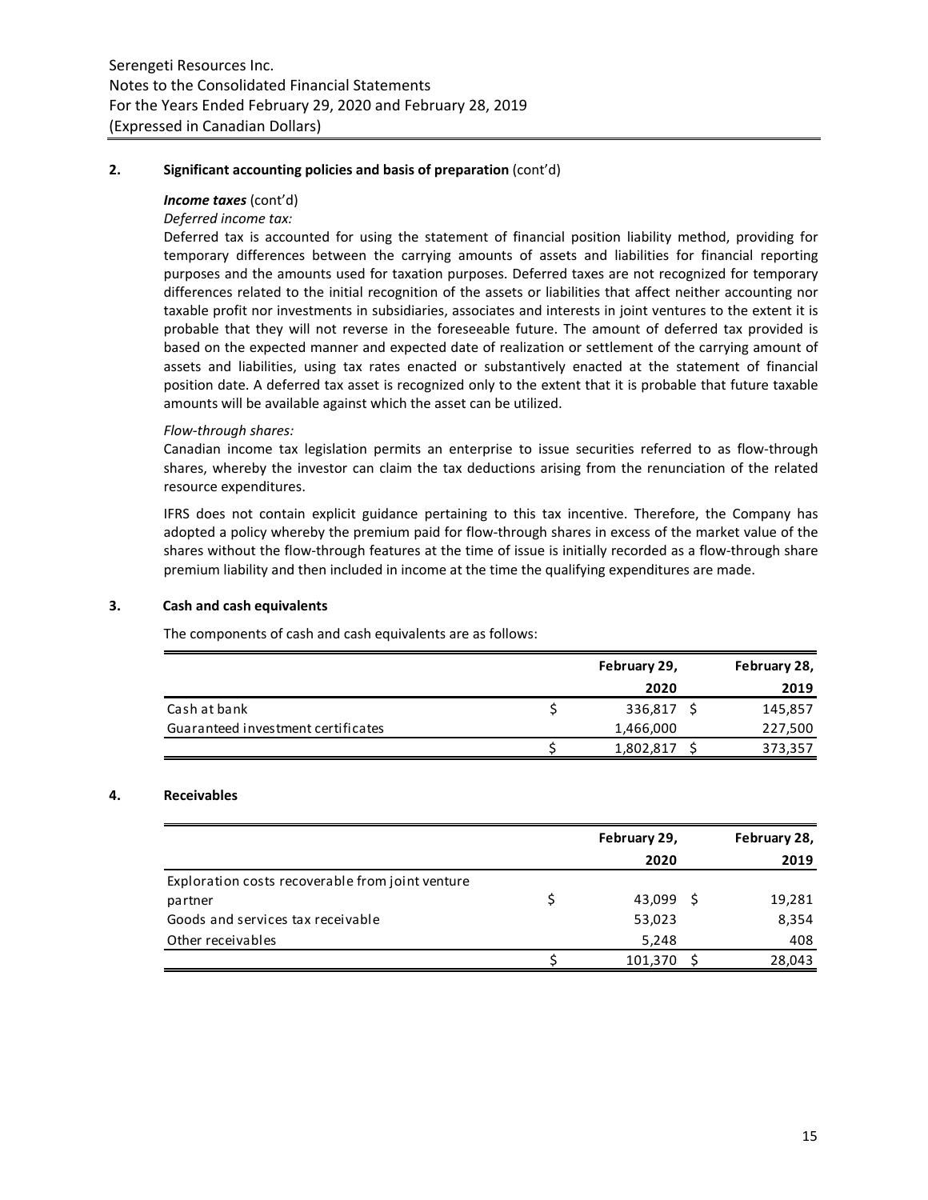## 2. Significant accounting policies and basis of preparation (cont'd)

***Income taxes*** (cont'd)

*Deferred income tax:*

Deferred tax is accounted for using the statement of financial position liability method, providing for temporary differences between the carrying amounts of assets and liabilities for financial reporting purposes and the amounts used for taxation purposes. Deferred taxes are not recognized for temporary differences related to the initial recognition of the assets or liabilities that affect neither accounting nor taxable profit nor investments in subsidiaries, associates and interests in joint ventures to the extent it is probable that they will not reverse in the foreseeable future. The amount of deferred tax provided is based on the expected manner and expected date of realization or settlement of the carrying amount of assets and liabilities, using tax rates enacted or substantively enacted at the statement of financial position date. A deferred tax asset is recognized only to the extent that it is probable that future taxable amounts will be available against which the asset can be utilized.

*Flow-through shares:*

Canadian income tax legislation permits an enterprise to issue securities referred to as flow-through shares, whereby the investor can claim the tax deductions arising from the renunciation of the related resource expenditures.

IFRS does not contain explicit guidance pertaining to this tax incentive. Therefore, the Company has adopted a policy whereby the premium paid for flow-through shares in excess of the market value of the shares without the flow-through features at the time of issue is initially recorded as a flow-through share premium liability and then included in income at the time the qualifying expenditures are made.

## 3. Cash and cash equivalents

The components of cash and cash equivalents are as follows:

| | February 29, 2020 | February 28, 2019 |
|---|---|---|
| Cash at bank | $ 336,817 | $ 145,857 |
| Guaranteed investment certificates | 1,466,000 | 227,500 |
| | $ 1,802,817 | $ 373,357 |

## 4. Receivables

| | February 29, 2020 | February 28, 2019 |
|---|---|---|
| Exploration costs recoverable from joint venture partner | $ 43,099 | $ 19,281 |
| Goods and services tax receivable | 53,023 | 8,354 |
| Other receivables | 5,248 | 408 |
| | $ 101,370 | $ 28,043 |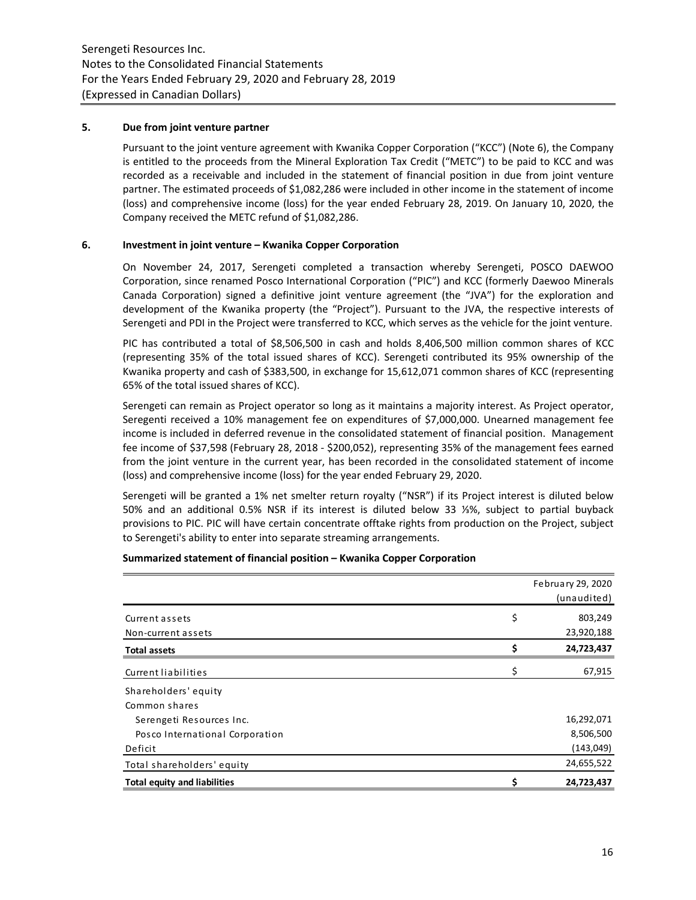## 5. Due from joint venture partner

Pursuant to the joint venture agreement with Kwanika Copper Corporation ("KCC") (Note 6), the Company is entitled to the proceeds from the Mineral Exploration Tax Credit ("METC") to be paid to KCC and was recorded as a receivable and included in the statement of financial position in due from joint venture partner. The estimated proceeds of $1,082,286 were included in other income in the statement of income (loss) and comprehensive income (loss) for the year ended February 28, 2019. On January 10, 2020, the Company received the METC refund of $1,082,286.

## 6. Investment in joint venture – Kwanika Copper Corporation

On November 24, 2017, Serengeti completed a transaction whereby Serengeti, POSCO DAEWOO Corporation, since renamed Posco International Corporation ("PIC") and KCC (formerly Daewoo Minerals Canada Corporation) signed a definitive joint venture agreement (the "JVA") for the exploration and development of the Kwanika property (the "Project"). Pursuant to the JVA, the respective interests of Serengeti and PDI in the Project were transferred to KCC, which serves as the vehicle for the joint venture.

PIC has contributed a total of $8,506,500 in cash and holds 8,406,500 million common shares of KCC (representing 35% of the total issued shares of KCC). Serengeti contributed its 95% ownership of the Kwanika property and cash of $383,500, in exchange for 15,612,071 common shares of KCC (representing 65% of the total issued shares of KCC).

Serengeti can remain as Project operator so long as it maintains a majority interest. As Project operator, Seregenti received a 10% management fee on expenditures of $7,000,000. Unearned management fee income is included in deferred revenue in the consolidated statement of financial position. Management fee income of $37,598 (February 28, 2018 - $200,052), representing 35% of the management fees earned from the joint venture in the current year, has been recorded in the consolidated statement of income (loss) and comprehensive income (loss) for the year ended February 29, 2020.

Serengeti will be granted a 1% net smelter return royalty ("NSR") if its Project interest is diluted below 50% and an additional 0.5% NSR if its interest is diluted below 33 ⅓%, subject to partial buyback provisions to PIC. PIC will have certain concentrate offtake rights from production on the Project, subject to Serengeti's ability to enter into separate streaming arrangements.

**Summarized statement of financial position – Kwanika Copper Corporation**

| | | February 29, 2020 (unaudited) |
|---|---|---|
| Current assets | $ | 803,249 |
| Non-current assets | | 23,920,188 |
| **Total assets** | **$** | **24,723,437** |
| Current liabilities | $ | 67,915 |
| Shareholders' equity | | |
| Common shares | | |
| Serengeti Resources Inc. | | 16,292,071 |
| Posco International Corporation | | 8,506,500 |
| Deficit | | (143,049) |
| Total shareholders' equity | | 24,655,522 |
| **Total equity and liabilities** | **$** | **24,723,437** |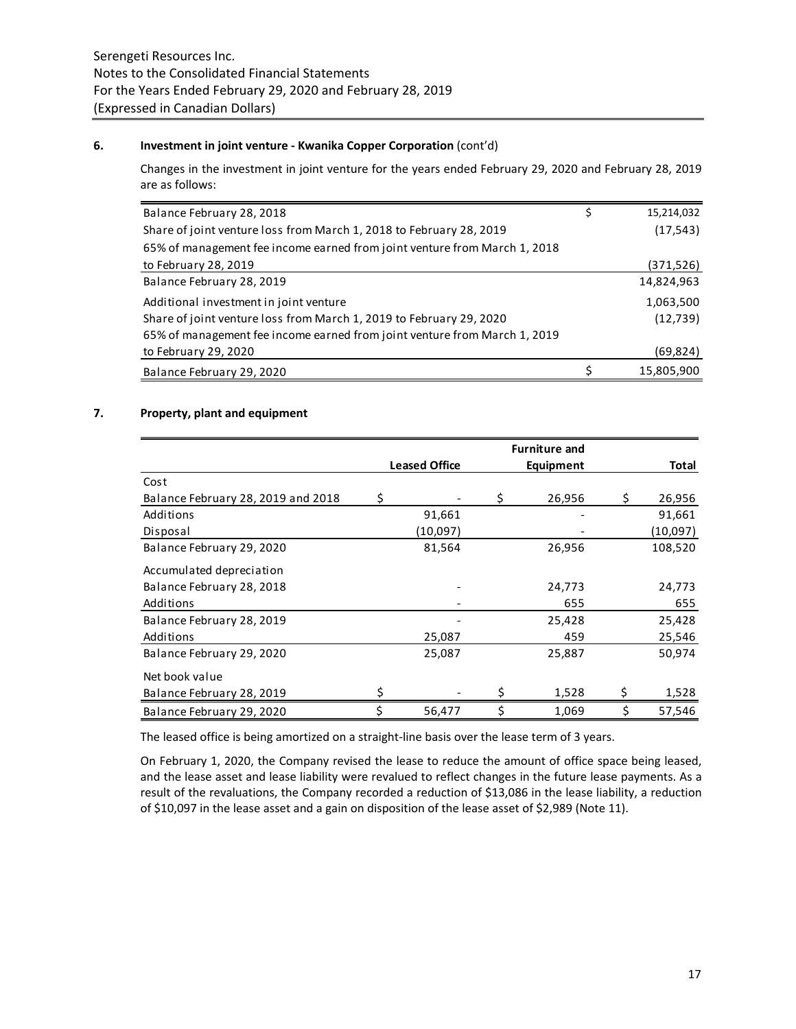### 6. Investment in joint venture - Kwanika Copper Corporation (cont'd)

Changes in the investment in joint venture for the years ended February 29, 2020 and February 28, 2019 are as follows:

| | |
|---|---|
| Balance February 28, 2018 | $ 15,214,032 |
| Share of joint venture loss from March 1, 2018 to February 28, 2019 | (17,543) |
| 65% of management fee income earned from joint venture from March 1, 2018 to February 28, 2019 | (371,526) |
| Balance February 28, 2019 | 14,824,963 |
| Additional investment in joint venture | 1,063,500 |
| Share of joint venture loss from March 1, 2019 to February 29, 2020 | (12,739) |
| 65% of management fee income earned from joint venture from March 1, 2019 to February 29, 2020 | (69,824) |
| Balance February 29, 2020 | $ 15,805,900 |

### 7. Property, plant and equipment

| | Leased Office | Furniture and Equipment | Total |
|---|---|---|---|
| Cost | | | |
| Balance February 28, 2019 and 2018 | $ - | $ 26,956 | $ 26,956 |
| Additions | 91,661 | - | 91,661 |
| Disposal | (10,097) | - | (10,097) |
| Balance February 29, 2020 | 81,564 | 26,956 | 108,520 |
| Accumulated depreciation | | | |
| Balance February 28, 2018 | - | 24,773 | 24,773 |
| Additions | - | 655 | 655 |
| Balance February 28, 2019 | - | 25,428 | 25,428 |
| Additions | 25,087 | 459 | 25,546 |
| Balance February 29, 2020 | 25,087 | 25,887 | 50,974 |
| Net book value | | | |
| Balance February 28, 2019 | $ - | $ 1,528 | $ 1,528 |
| Balance February 29, 2020 | $ 56,477 | $ 1,069 | $ 57,546 |

The leased office is being amortized on a straight-line basis over the lease term of 3 years.

On February 1, 2020, the Company revised the lease to reduce the amount of office space being leased, and the lease asset and lease liability were revalued to reflect changes in the future lease payments. As a result of the revaluations, the Company recorded a reduction of $13,086 in the lease liability, a reduction of $10,097 in the lease asset and a gain on disposition of the lease asset of $2,989 (Note 11).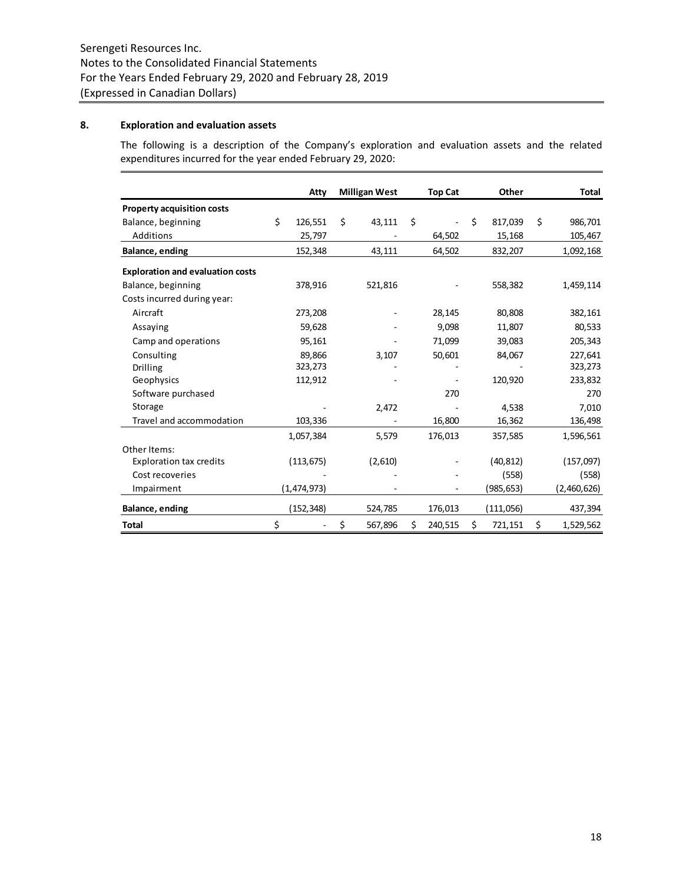Serengeti Resources Inc.
Notes to the Consolidated Financial Statements
For the Years Ended February 29, 2020 and February 28, 2019
(Expressed in Canadian Dollars)

## 8. Exploration and evaluation assets

The following is a description of the Company's exploration and evaluation assets and the related expenditures incurred for the year ended February 29, 2020:

| | Atty | Milligan West | Top Cat | Other | Total |
|---|---|---|---|---|---|
| **Property acquisition costs** | | | | | |
| Balance, beginning | $ 126,551 | $ 43,111 | $ - | $ 817,039 | $ 986,701 |
| Additions | 25,797 | - | 64,502 | 15,168 | 105,467 |
| **Balance, ending** | 152,348 | 43,111 | 64,502 | 832,207 | 1,092,168 |
| **Exploration and evaluation costs** | | | | | |
| Balance, beginning | 378,916 | 521,816 | - | 558,382 | 1,459,114 |
| Costs incurred during year: | | | | | |
| Aircraft | 273,208 | - | 28,145 | 80,808 | 382,161 |
| Assaying | 59,628 | - | 9,098 | 11,807 | 80,533 |
| Camp and operations | 95,161 | - | 71,099 | 39,083 | 205,343 |
| Consulting | 89,866 | 3,107 | 50,601 | 84,067 | 227,641 |
| Drilling | 323,273 | - | - | - | 323,273 |
| Geophysics | 112,912 | - | - | 120,920 | 233,832 |
| Software purchased | | | 270 | | 270 |
| Storage | - | 2,472 | - | 4,538 | 7,010 |
| Travel and accommodation | 103,336 | - | 16,800 | 16,362 | 136,498 |
| | 1,057,384 | 5,579 | 176,013 | 357,585 | 1,596,561 |
| Other Items: | | | | | |
| Exploration tax credits | (113,675) | (2,610) | - | (40,812) | (157,097) |
| Cost recoveries | - | - | - | (558) | (558) |
| Impairment | (1,474,973) | - | - | (985,653) | (2,460,626) |
| **Balance, ending** | (152,348) | 524,785 | 176,013 | (111,056) | 437,394 |
| **Total** | $ - | $ 567,896 | $ 240,515 | $ 721,151 | $ 1,529,562 |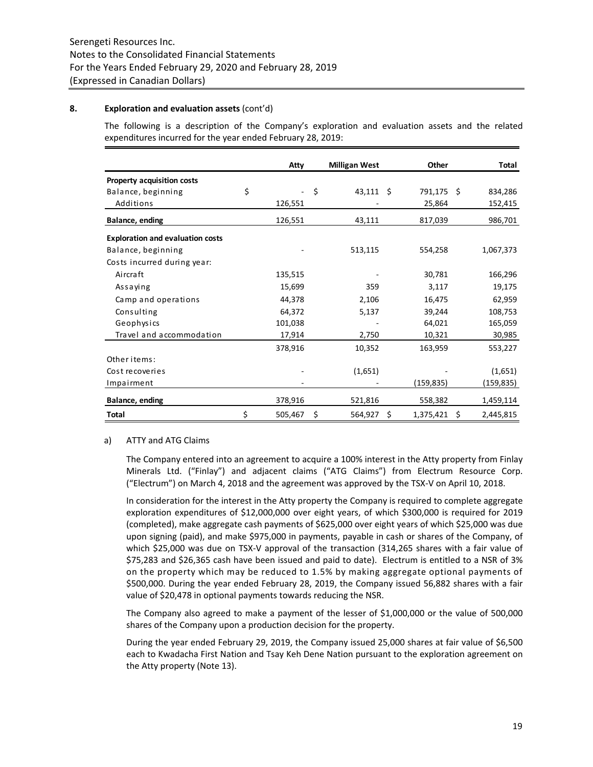**8. Exploration and evaluation assets** (cont'd)

The following is a description of the Company's exploration and evaluation assets and the related expenditures incurred for the year ended February 28, 2019:

| | Atty | Milligan West | Other | Total |
|---|---|---|---|---|
| **Property acquisition costs** | | | | |
| Balance, beginning | $ - | $ 43,111 | $ 791,175 | $ 834,286 |
| Additions | 126,551 | - | 25,864 | 152,415 |
| **Balance, ending** | 126,551 | 43,111 | 817,039 | 986,701 |
| **Exploration and evaluation costs** | | | | |
| Balance, beginning | - | 513,115 | 554,258 | 1,067,373 |
| Costs incurred during year: | | | | |
| Aircraft | 135,515 | - | 30,781 | 166,296 |
| Assaying | 15,699 | 359 | 3,117 | 19,175 |
| Camp and operations | 44,378 | 2,106 | 16,475 | 62,959 |
| Consulting | 64,372 | 5,137 | 39,244 | 108,753 |
| Geophysics | 101,038 | - | 64,021 | 165,059 |
| Travel and accommodation | 17,914 | 2,750 | 10,321 | 30,985 |
| | 378,916 | 10,352 | 163,959 | 553,227 |
| Other items: | | | | |
| Cost recoveries | - | (1,651) | - | (1,651) |
| Impairment | - | - | (159,835) | (159,835) |
| **Balance, ending** | 378,916 | 521,816 | 558,382 | 1,459,114 |
| **Total** | $ 505,467 | $ 564,927 | $ 1,375,421 | $ 2,445,815 |

a) ATTY and ATG Claims

The Company entered into an agreement to acquire a 100% interest in the Atty property from Finlay Minerals Ltd. ("Finlay") and adjacent claims ("ATG Claims") from Electrum Resource Corp. ("Electrum") on March 4, 2018 and the agreement was approved by the TSX-V on April 10, 2018.

In consideration for the interest in the Atty property the Company is required to complete aggregate exploration expenditures of $12,000,000 over eight years, of which $300,000 is required for 2019 (completed), make aggregate cash payments of $625,000 over eight years of which $25,000 was due upon signing (paid), and make $975,000 in payments, payable in cash or shares of the Company, of which $25,000 was due on TSX-V approval of the transaction (314,265 shares with a fair value of $75,283 and $26,365 cash have been issued and paid to date). Electrum is entitled to a NSR of 3% on the property which may be reduced to 1.5% by making aggregate optional payments of $500,000. During the year ended February 28, 2019, the Company issued 56,882 shares with a fair value of $20,478 in optional payments towards reducing the NSR.

The Company also agreed to make a payment of the lesser of $1,000,000 or the value of 500,000 shares of the Company upon a production decision for the property.

During the year ended February 29, 2019, the Company issued 25,000 shares at fair value of $6,500 each to Kwadacha First Nation and Tsay Keh Dene Nation pursuant to the exploration agreement on the Atty property (Note 13).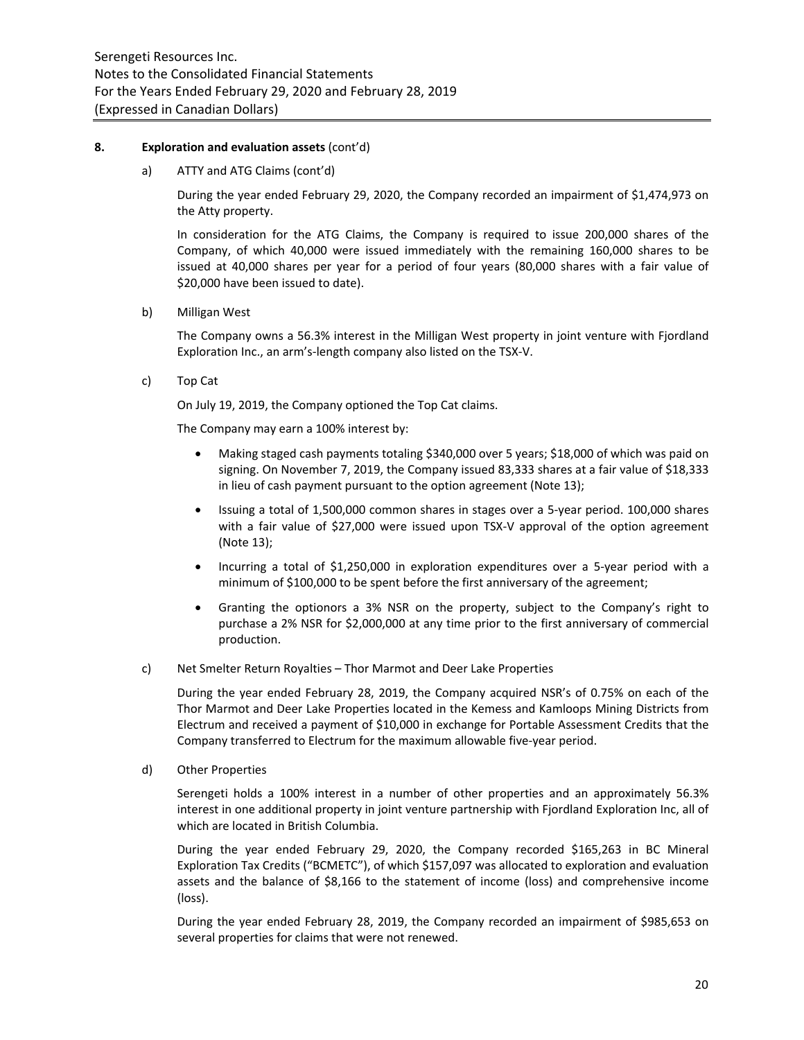**8. Exploration and evaluation assets** (cont'd)

a) ATTY and ATG Claims (cont'd)

During the year ended February 29, 2020, the Company recorded an impairment of $1,474,973 on the Atty property.

In consideration for the ATG Claims, the Company is required to issue 200,000 shares of the Company, of which 40,000 were issued immediately with the remaining 160,000 shares to be issued at 40,000 shares per year for a period of four years (80,000 shares with a fair value of $20,000 have been issued to date).

b) Milligan West

The Company owns a 56.3% interest in the Milligan West property in joint venture with Fjordland Exploration Inc., an arm's-length company also listed on the TSX-V.

c) Top Cat

On July 19, 2019, the Company optioned the Top Cat claims.

The Company may earn a 100% interest by:

- Making staged cash payments totaling $340,000 over 5 years; $18,000 of which was paid on signing. On November 7, 2019, the Company issued 83,333 shares at a fair value of $18,333 in lieu of cash payment pursuant to the option agreement (Note 13);
- Issuing a total of 1,500,000 common shares in stages over a 5-year period. 100,000 shares with a fair value of $27,000 were issued upon TSX-V approval of the option agreement (Note 13);
- Incurring a total of $1,250,000 in exploration expenditures over a 5-year period with a minimum of $100,000 to be spent before the first anniversary of the agreement;
- Granting the optionors a 3% NSR on the property, subject to the Company's right to purchase a 2% NSR for $2,000,000 at any time prior to the first anniversary of commercial production.

c) Net Smelter Return Royalties – Thor Marmot and Deer Lake Properties

During the year ended February 28, 2019, the Company acquired NSR's of 0.75% on each of the Thor Marmot and Deer Lake Properties located in the Kemess and Kamloops Mining Districts from Electrum and received a payment of $10,000 in exchange for Portable Assessment Credits that the Company transferred to Electrum for the maximum allowable five-year period.

d) Other Properties

Serengeti holds a 100% interest in a number of other properties and an approximately 56.3% interest in one additional property in joint venture partnership with Fjordland Exploration Inc, all of which are located in British Columbia.

During the year ended February 29, 2020, the Company recorded $165,263 in BC Mineral Exploration Tax Credits ("BCMETC"), of which $157,097 was allocated to exploration and evaluation assets and the balance of $8,166 to the statement of income (loss) and comprehensive income (loss).

During the year ended February 28, 2019, the Company recorded an impairment of $985,653 on several properties for claims that were not renewed.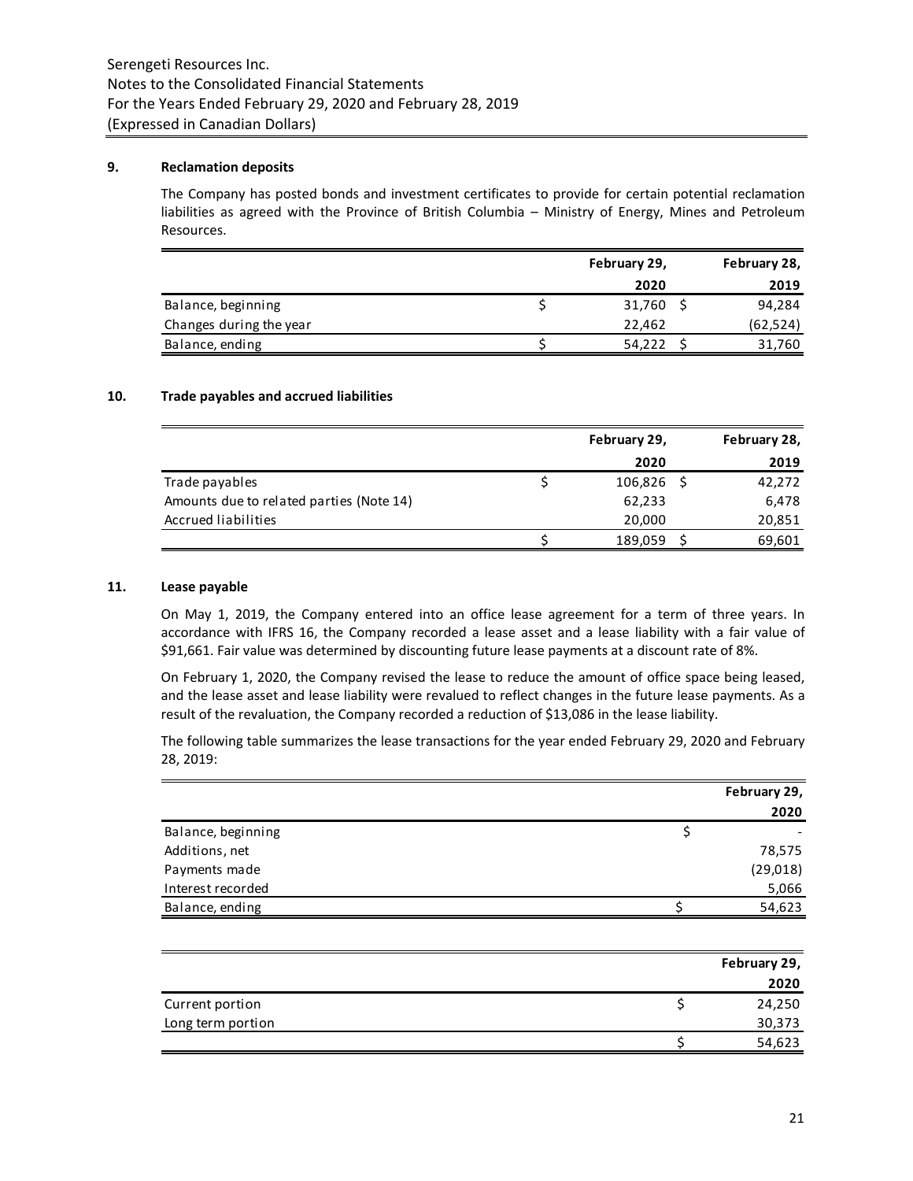## 9. Reclamation deposits

The Company has posted bonds and investment certificates to provide for certain potential reclamation liabilities as agreed with the Province of British Columbia – Ministry of Energy, Mines and Petroleum Resources.

| | February 29, 2020 | February 28, 2019 |
|---|---|---|
| Balance, beginning | $ 31,760 | $ 94,284 |
| Changes during the year | 22,462 | (62,524) |
| Balance, ending | $ 54,222 | $ 31,760 |

## 10. Trade payables and accrued liabilities

| | February 29, 2020 | February 28, 2019 |
|---|---|---|
| Trade payables | $ 106,826 | $ 42,272 |
| Amounts due to related parties (Note 14) | 62,233 | 6,478 |
| Accrued liabilities | 20,000 | 20,851 |
| | $ 189,059 | $ 69,601 |

## 11. Lease payable

On May 1, 2019, the Company entered into an office lease agreement for a term of three years. In accordance with IFRS 16, the Company recorded a lease asset and a lease liability with a fair value of $91,661. Fair value was determined by discounting future lease payments at a discount rate of 8%.

On February 1, 2020, the Company revised the lease to reduce the amount of office space being leased, and the lease asset and lease liability were revalued to reflect changes in the future lease payments. As a result of the revaluation, the Company recorded a reduction of $13,086 in the lease liability.

The following table summarizes the lease transactions for the year ended February 29, 2020 and February 28, 2019:

| | February 29, 2020 |
|---|---|
| Balance, beginning | $ - |
| Additions, net | 78,575 |
| Payments made | (29,018) |
| Interest recorded | 5,066 |
| Balance, ending | $ 54,623 |

| | February 29, 2020 |
|---|---|
| Current portion | $ 24,250 |
| Long term portion | 30,373 |
| | $ 54,623 |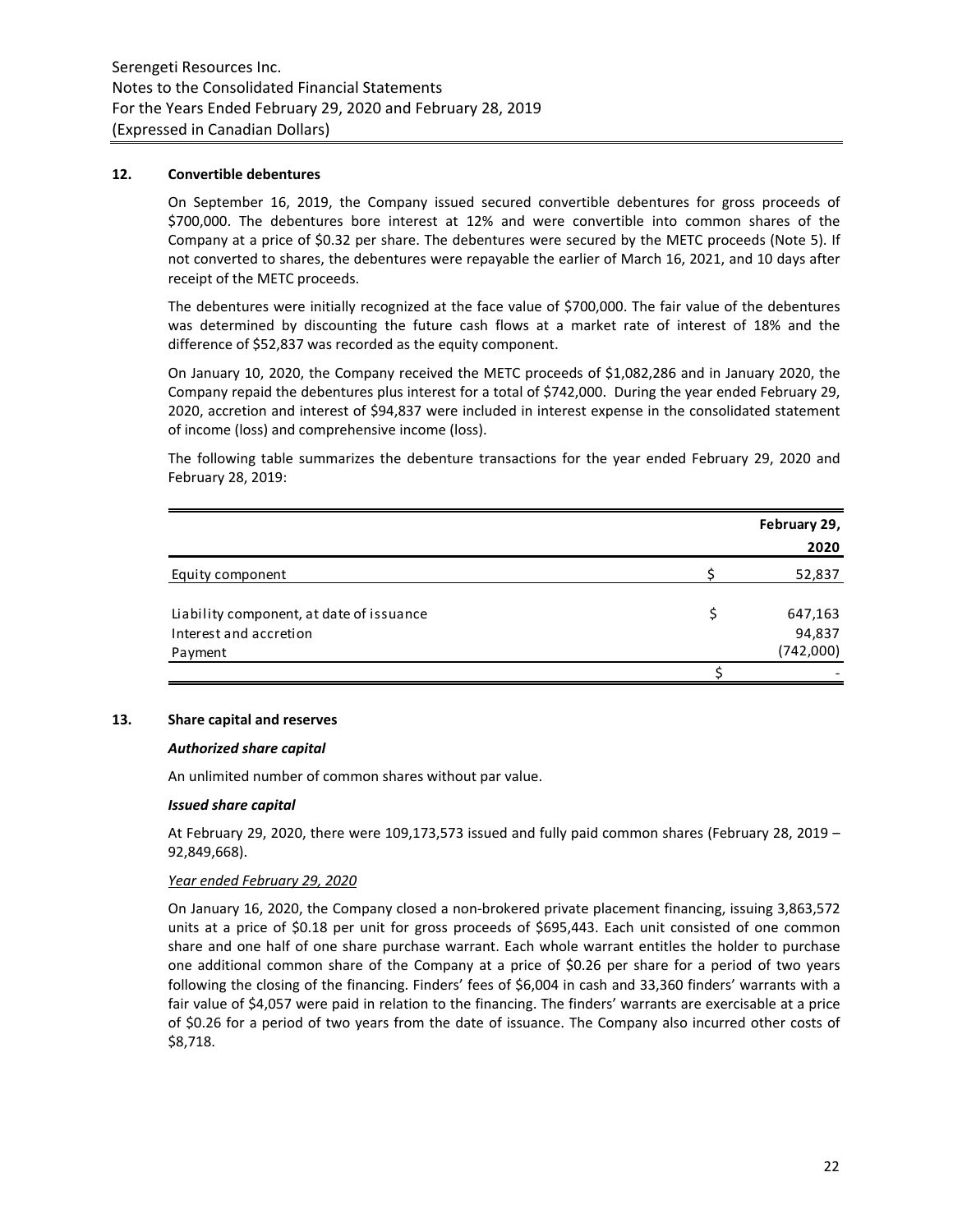## 12. Convertible debentures

On September 16, 2019, the Company issued secured convertible debentures for gross proceeds of $700,000. The debentures bore interest at 12% and were convertible into common shares of the Company at a price of $0.32 per share. The debentures were secured by the METC proceeds (Note 5). If not converted to shares, the debentures were repayable the earlier of March 16, 2021, and 10 days after receipt of the METC proceeds.

The debentures were initially recognized at the face value of $700,000. The fair value of the debentures was determined by discounting the future cash flows at a market rate of interest of 18% and the difference of $52,837 was recorded as the equity component.

On January 10, 2020, the Company received the METC proceeds of $1,082,286 and in January 2020, the Company repaid the debentures plus interest for a total of $742,000. During the year ended February 29, 2020, accretion and interest of $94,837 were included in interest expense in the consolidated statement of income (loss) and comprehensive income (loss).

The following table summarizes the debenture transactions for the year ended February 29, 2020 and February 28, 2019:

| | | February 29, 2020 |
|---|---|---|
| Equity component | $ | 52,837 |
| | | |
| Liability component, at date of issuance | $ | 647,163 |
| Interest and accretion | | 94,837 |
| Payment | | (742,000) |
| | $ | - |

## 13. Share capital and reserves

### *Authorized share capital*

An unlimited number of common shares without par value.

### *Issued share capital*

At February 29, 2020, there were 109,173,573 issued and fully paid common shares (February 28, 2019 – 92,849,668).

*Year ended February 29, 2020*

On January 16, 2020, the Company closed a non-brokered private placement financing, issuing 3,863,572 units at a price of $0.18 per unit for gross proceeds of $695,443. Each unit consisted of one common share and one half of one share purchase warrant. Each whole warrant entitles the holder to purchase one additional common share of the Company at a price of $0.26 per share for a period of two years following the closing of the financing. Finders' fees of $6,004 in cash and 33,360 finders' warrants with a fair value of $4,057 were paid in relation to the financing. The finders' warrants are exercisable at a price of $0.26 for a period of two years from the date of issuance. The Company also incurred other costs of $8,718.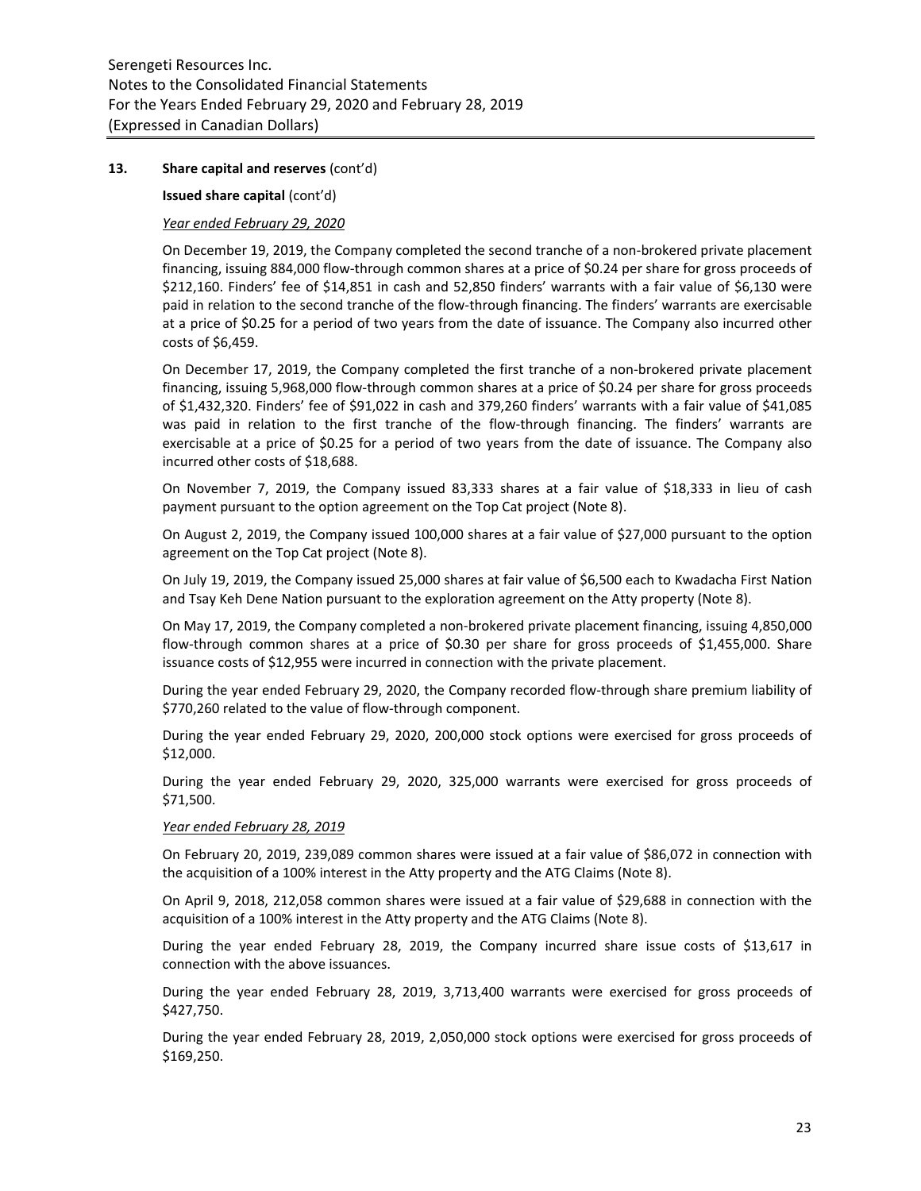**13. Share capital and reserves** (cont'd)

**Issued share capital** (cont'd)

*Year ended February 29, 2020*

On December 19, 2019, the Company completed the second tranche of a non-brokered private placement financing, issuing 884,000 flow-through common shares at a price of $0.24 per share for gross proceeds of $212,160. Finders' fee of $14,851 in cash and 52,850 finders' warrants with a fair value of $6,130 were paid in relation to the second tranche of the flow-through financing. The finders' warrants are exercisable at a price of $0.25 for a period of two years from the date of issuance. The Company also incurred other costs of $6,459.

On December 17, 2019, the Company completed the first tranche of a non-brokered private placement financing, issuing 5,968,000 flow-through common shares at a price of $0.24 per share for gross proceeds of $1,432,320. Finders' fee of $91,022 in cash and 379,260 finders' warrants with a fair value of $41,085 was paid in relation to the first tranche of the flow-through financing. The finders' warrants are exercisable at a price of $0.25 for a period of two years from the date of issuance. The Company also incurred other costs of $18,688.

On November 7, 2019, the Company issued 83,333 shares at a fair value of $18,333 in lieu of cash payment pursuant to the option agreement on the Top Cat project (Note 8).

On August 2, 2019, the Company issued 100,000 shares at a fair value of $27,000 pursuant to the option agreement on the Top Cat project (Note 8).

On July 19, 2019, the Company issued 25,000 shares at fair value of $6,500 each to Kwadacha First Nation and Tsay Keh Dene Nation pursuant to the exploration agreement on the Atty property (Note 8).

On May 17, 2019, the Company completed a non-brokered private placement financing, issuing 4,850,000 flow-through common shares at a price of $0.30 per share for gross proceeds of $1,455,000. Share issuance costs of $12,955 were incurred in connection with the private placement.

During the year ended February 29, 2020, the Company recorded flow-through share premium liability of $770,260 related to the value of flow-through component.

During the year ended February 29, 2020, 200,000 stock options were exercised for gross proceeds of $12,000.

During the year ended February 29, 2020, 325,000 warrants were exercised for gross proceeds of $71,500.

*Year ended February 28, 2019*

On February 20, 2019, 239,089 common shares were issued at a fair value of $86,072 in connection with the acquisition of a 100% interest in the Atty property and the ATG Claims (Note 8).

On April 9, 2018, 212,058 common shares were issued at a fair value of $29,688 in connection with the acquisition of a 100% interest in the Atty property and the ATG Claims (Note 8).

During the year ended February 28, 2019, the Company incurred share issue costs of $13,617 in connection with the above issuances.

During the year ended February 28, 2019, 3,713,400 warrants were exercised for gross proceeds of $427,750.

During the year ended February 28, 2019, 2,050,000 stock options were exercised for gross proceeds of $169,250.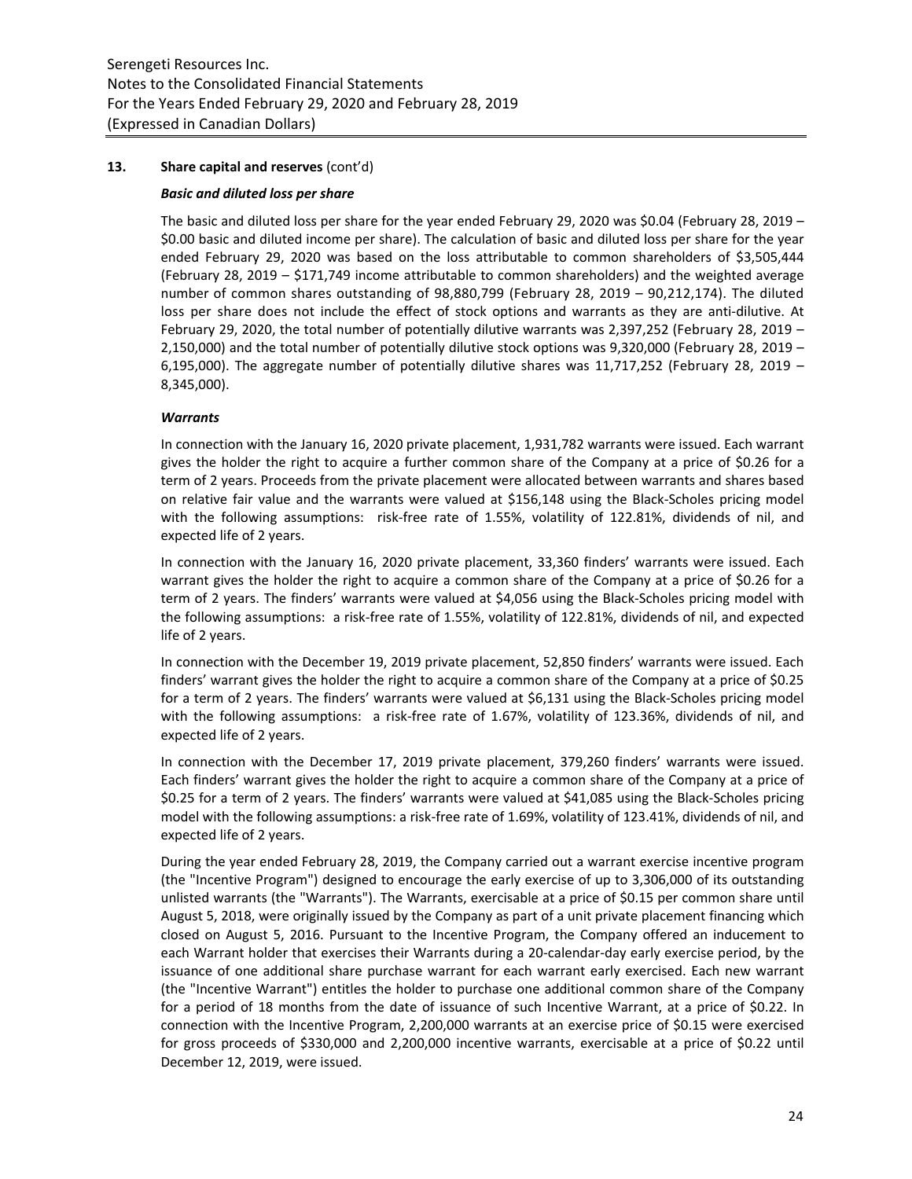## 13. Share capital and reserves (cont'd)

### *Basic and diluted loss per share*

The basic and diluted loss per share for the year ended February 29, 2020 was $0.04 (February 28, 2019 – $0.00 basic and diluted income per share). The calculation of basic and diluted loss per share for the year ended February 29, 2020 was based on the loss attributable to common shareholders of $3,505,444 (February 28, 2019 – $171,749 income attributable to common shareholders) and the weighted average number of common shares outstanding of 98,880,799 (February 28, 2019 – 90,212,174). The diluted loss per share does not include the effect of stock options and warrants as they are anti-dilutive. At February 29, 2020, the total number of potentially dilutive warrants was 2,397,252 (February 28, 2019 – 2,150,000) and the total number of potentially dilutive stock options was 9,320,000 (February 28, 2019 – 6,195,000). The aggregate number of potentially dilutive shares was 11,717,252 (February 28, 2019 – 8,345,000).

### *Warrants*

In connection with the January 16, 2020 private placement, 1,931,782 warrants were issued. Each warrant gives the holder the right to acquire a further common share of the Company at a price of $0.26 for a term of 2 years. Proceeds from the private placement were allocated between warrants and shares based on relative fair value and the warrants were valued at $156,148 using the Black-Scholes pricing model with the following assumptions: risk-free rate of 1.55%, volatility of 122.81%, dividends of nil, and expected life of 2 years.

In connection with the January 16, 2020 private placement, 33,360 finders' warrants were issued. Each warrant gives the holder the right to acquire a common share of the Company at a price of $0.26 for a term of 2 years. The finders' warrants were valued at $4,056 using the Black-Scholes pricing model with the following assumptions: a risk-free rate of 1.55%, volatility of 122.81%, dividends of nil, and expected life of 2 years.

In connection with the December 19, 2019 private placement, 52,850 finders' warrants were issued. Each finders' warrant gives the holder the right to acquire a common share of the Company at a price of $0.25 for a term of 2 years. The finders' warrants were valued at $6,131 using the Black-Scholes pricing model with the following assumptions: a risk-free rate of 1.67%, volatility of 123.36%, dividends of nil, and expected life of 2 years.

In connection with the December 17, 2019 private placement, 379,260 finders' warrants were issued. Each finders' warrant gives the holder the right to acquire a common share of the Company at a price of $0.25 for a term of 2 years. The finders' warrants were valued at $41,085 using the Black-Scholes pricing model with the following assumptions: a risk-free rate of 1.69%, volatility of 123.41%, dividends of nil, and expected life of 2 years.

During the year ended February 28, 2019, the Company carried out a warrant exercise incentive program (the "Incentive Program") designed to encourage the early exercise of up to 3,306,000 of its outstanding unlisted warrants (the "Warrants"). The Warrants, exercisable at a price of $0.15 per common share until August 5, 2018, were originally issued by the Company as part of a unit private placement financing which closed on August 5, 2016. Pursuant to the Incentive Program, the Company offered an inducement to each Warrant holder that exercises their Warrants during a 20-calendar-day early exercise period, by the issuance of one additional share purchase warrant for each warrant early exercised. Each new warrant (the "Incentive Warrant") entitles the holder to purchase one additional common share of the Company for a period of 18 months from the date of issuance of such Incentive Warrant, at a price of $0.22. In connection with the Incentive Program, 2,200,000 warrants at an exercise price of $0.15 were exercised for gross proceeds of $330,000 and 2,200,000 incentive warrants, exercisable at a price of $0.22 until December 12, 2019, were issued.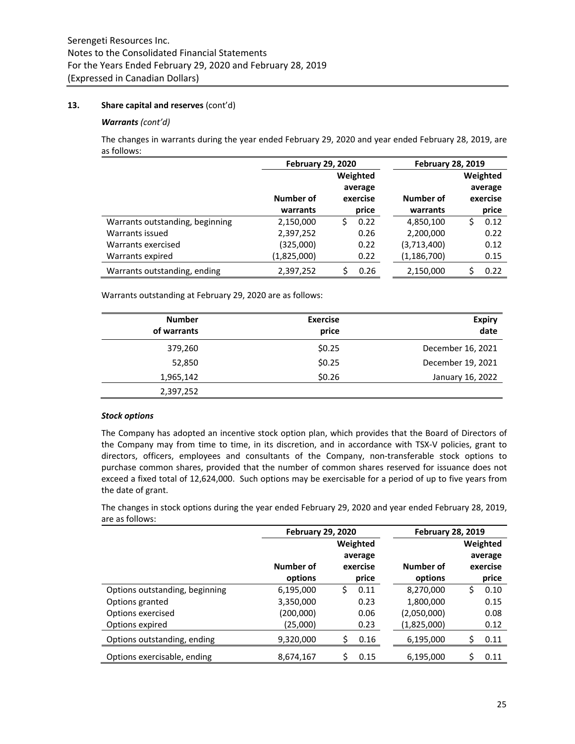**13. Share capital and reserves** (cont'd)

***Warrants** (cont'd)*

The changes in warrants during the year ended February 29, 2020 and year ended February 28, 2019, are as follows:

| | February 29, 2020 | | February 28, 2019 | |
|---|---|---|---|---|
| | Number of warrants | Weighted average exercise price | Number of warrants | Weighted average exercise price |
| Warrants outstanding, beginning | 2,150,000 | $ 0.22 | 4,850,100 | $ 0.12 |
| Warrants issued | 2,397,252 | 0.26 | 2,200,000 | 0.22 |
| Warrants exercised | (325,000) | 0.22 | (3,713,400) | 0.12 |
| Warrants expired | (1,825,000) | 0.22 | (1,186,700) | 0.15 |
| Warrants outstanding, ending | 2,397,252 | $ 0.26 | 2,150,000 | $ 0.22 |

Warrants outstanding at February 29, 2020 are as follows:

| Number of warrants | Exercise price | Expiry date |
|---|---|---|
| 379,260 | $0.25 | December 16, 2021 |
| 52,850 | $0.25 | December 19, 2021 |
| 1,965,142 | $0.26 | January 16, 2022 |
| 2,397,252 | | |

***Stock options***

The Company has adopted an incentive stock option plan, which provides that the Board of Directors of the Company may from time to time, in its discretion, and in accordance with TSX-V policies, grant to directors, officers, employees and consultants of the Company, non-transferable stock options to purchase common shares, provided that the number of common shares reserved for issuance does not exceed a fixed total of 12,624,000. Such options may be exercisable for a period of up to five years from the date of grant.

The changes in stock options during the year ended February 29, 2020 and year ended February 28, 2019, are as follows:

| | February 29, 2020 | | February 28, 2019 | |
|---|---|---|---|---|
| | Number of options | Weighted average exercise price | Number of options | Weighted average exercise price |
| Options outstanding, beginning | 6,195,000 | $ 0.11 | 8,270,000 | $ 0.10 |
| Options granted | 3,350,000 | 0.23 | 1,800,000 | 0.15 |
| Options exercised | (200,000) | 0.06 | (2,050,000) | 0.08 |
| Options expired | (25,000) | 0.23 | (1,825,000) | 0.12 |
| Options outstanding, ending | 9,320,000 | $ 0.16 | 6,195,000 | $ 0.11 |
| Options exercisable, ending | 8,674,167 | $ 0.15 | 6,195,000 | $ 0.11 |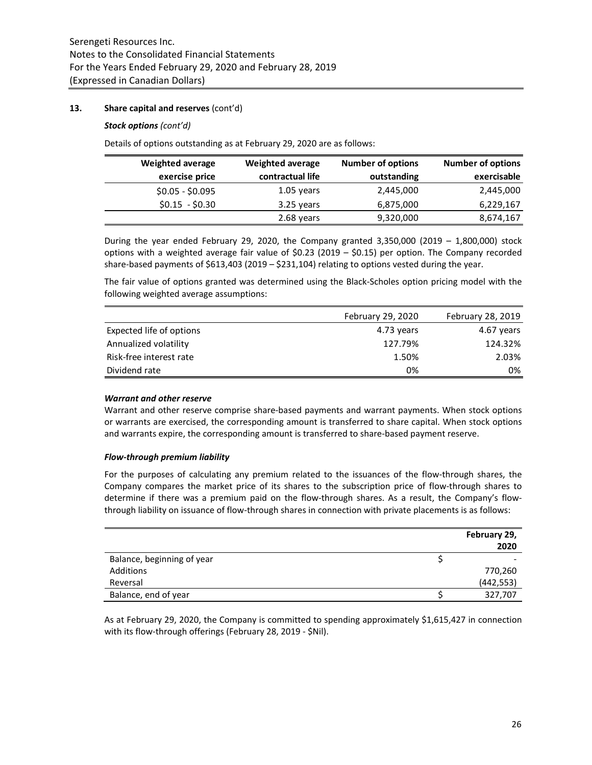## 13. Share capital and reserves (cont'd)

***Stock options*** *(cont'd)*

Details of options outstanding as at February 29, 2020 are as follows:

| Weighted average exercise price | Weighted average contractual life | Number of options outstanding | Number of options exercisable |
|---|---|---|---|
| $0.05 - $0.095 | 1.05 years | 2,445,000 | 2,445,000 |
| $0.15 - $0.30 | 3.25 years | 6,875,000 | 6,229,167 |
| | 2.68 years | 9,320,000 | 8,674,167 |

During the year ended February 29, 2020, the Company granted 3,350,000 (2019 – 1,800,000) stock options with a weighted average fair value of $0.23 (2019 – $0.15) per option. The Company recorded share-based payments of $613,403 (2019 – $231,104) relating to options vested during the year.

The fair value of options granted was determined using the Black-Scholes option pricing model with the following weighted average assumptions:

| | February 29, 2020 | February 28, 2019 |
|---|---|---|
| Expected life of options | 4.73 years | 4.67 years |
| Annualized volatility | 127.79% | 124.32% |
| Risk-free interest rate | 1.50% | 2.03% |
| Dividend rate | 0% | 0% |

### *Warrant and other reserve*

Warrant and other reserve comprise share-based payments and warrant payments. When stock options or warrants are exercised, the corresponding amount is transferred to share capital. When stock options and warrants expire, the corresponding amount is transferred to share-based payment reserve.

### *Flow-through premium liability*

For the purposes of calculating any premium related to the issuances of the flow-through shares, the Company compares the market price of its shares to the subscription price of flow-through shares to determine if there was a premium paid on the flow-through shares. As a result, the Company's flow-through liability on issuance of flow-through shares in connection with private placements is as follows:

| | February 29, 2020 |
|---|---|
| Balance, beginning of year | $ - |
| Additions | 770,260 |
| Reversal | (442,553) |
| Balance, end of year | $ 327,707 |

As at February 29, 2020, the Company is committed to spending approximately $1,615,427 in connection with its flow-through offerings (February 28, 2019 - $Nil).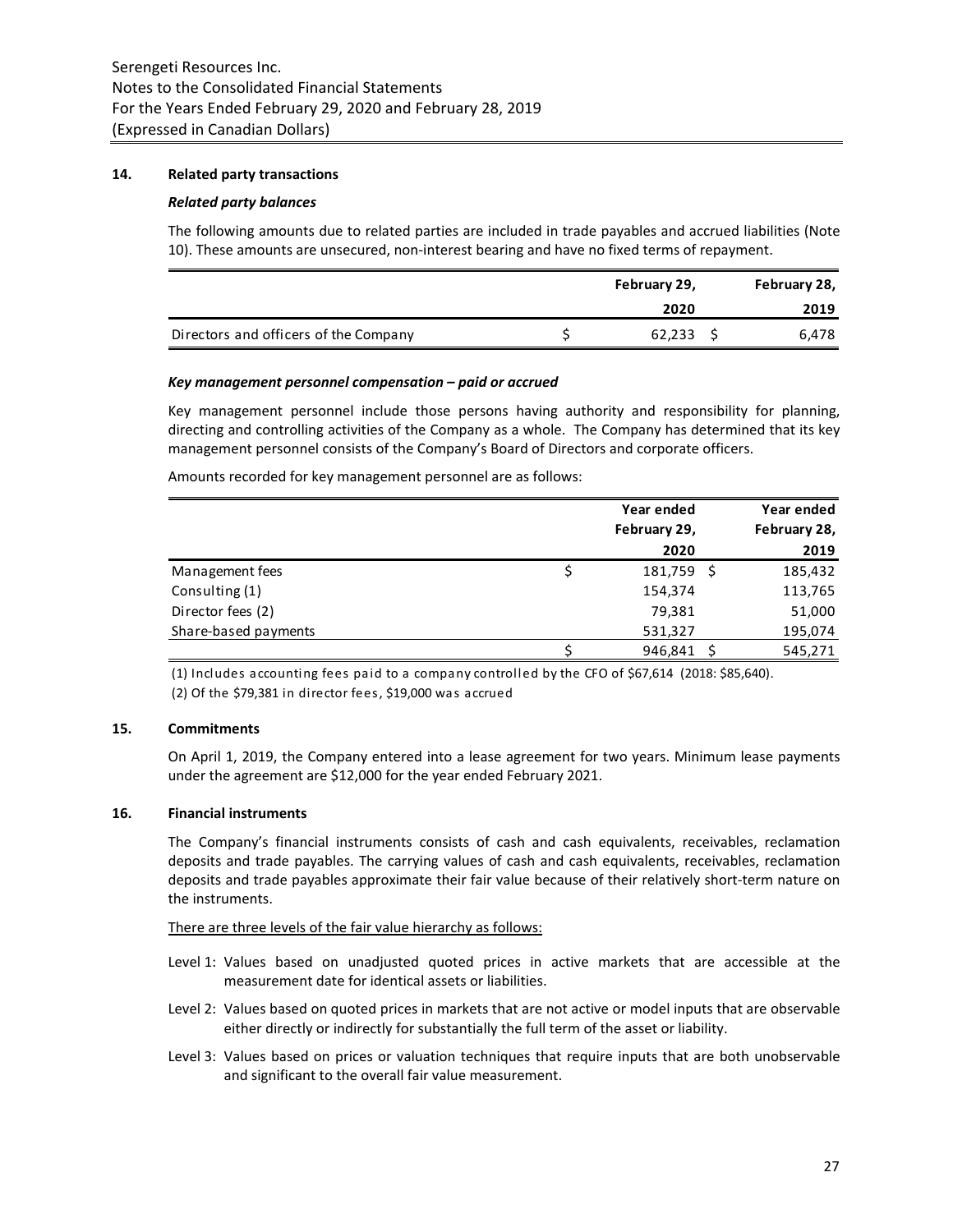## 14. Related party transactions

### *Related party balances*

The following amounts due to related parties are included in trade payables and accrued liabilities (Note 10). These amounts are unsecured, non-interest bearing and have no fixed terms of repayment.

| | February 29, 2020 | February 28, 2019 |
|---|---|---|
| Directors and officers of the Company | $ 62,233 | $ 6,478 |

### *Key management personnel compensation – paid or accrued*

Key management personnel include those persons having authority and responsibility for planning, directing and controlling activities of the Company as a whole. The Company has determined that its key management personnel consists of the Company's Board of Directors and corporate officers.

Amounts recorded for key management personnel are as follows:

| | Year ended February 29, 2020 | Year ended February 28, 2019 |
|---|---|---|
| Management fees | $ 181,759 | $ 185,432 |
| Consulting (1) | 154,374 | 113,765 |
| Director fees (2) | 79,381 | 51,000 |
| Share-based payments | 531,327 | 195,074 |
| | $ 946,841 | $ 545,271 |

(1) Includes accounting fees paid to a company controlled by the CFO of $67,614 (2018: $85,640).

(2) Of the $79,381 in director fees, $19,000 was accrued

## 15. Commitments

On April 1, 2019, the Company entered into a lease agreement for two years. Minimum lease payments under the agreement are $12,000 for the year ended February 2021.

## 16. Financial instruments

The Company's financial instruments consists of cash and cash equivalents, receivables, reclamation deposits and trade payables. The carrying values of cash and cash equivalents, receivables, reclamation deposits and trade payables approximate their fair value because of their relatively short-term nature on the instruments.

There are three levels of the fair value hierarchy as follows:

- Level 1: Values based on unadjusted quoted prices in active markets that are accessible at the measurement date for identical assets or liabilities.
- Level 2: Values based on quoted prices in markets that are not active or model inputs that are observable either directly or indirectly for substantially the full term of the asset or liability.
- Level 3: Values based on prices or valuation techniques that require inputs that are both unobservable and significant to the overall fair value measurement.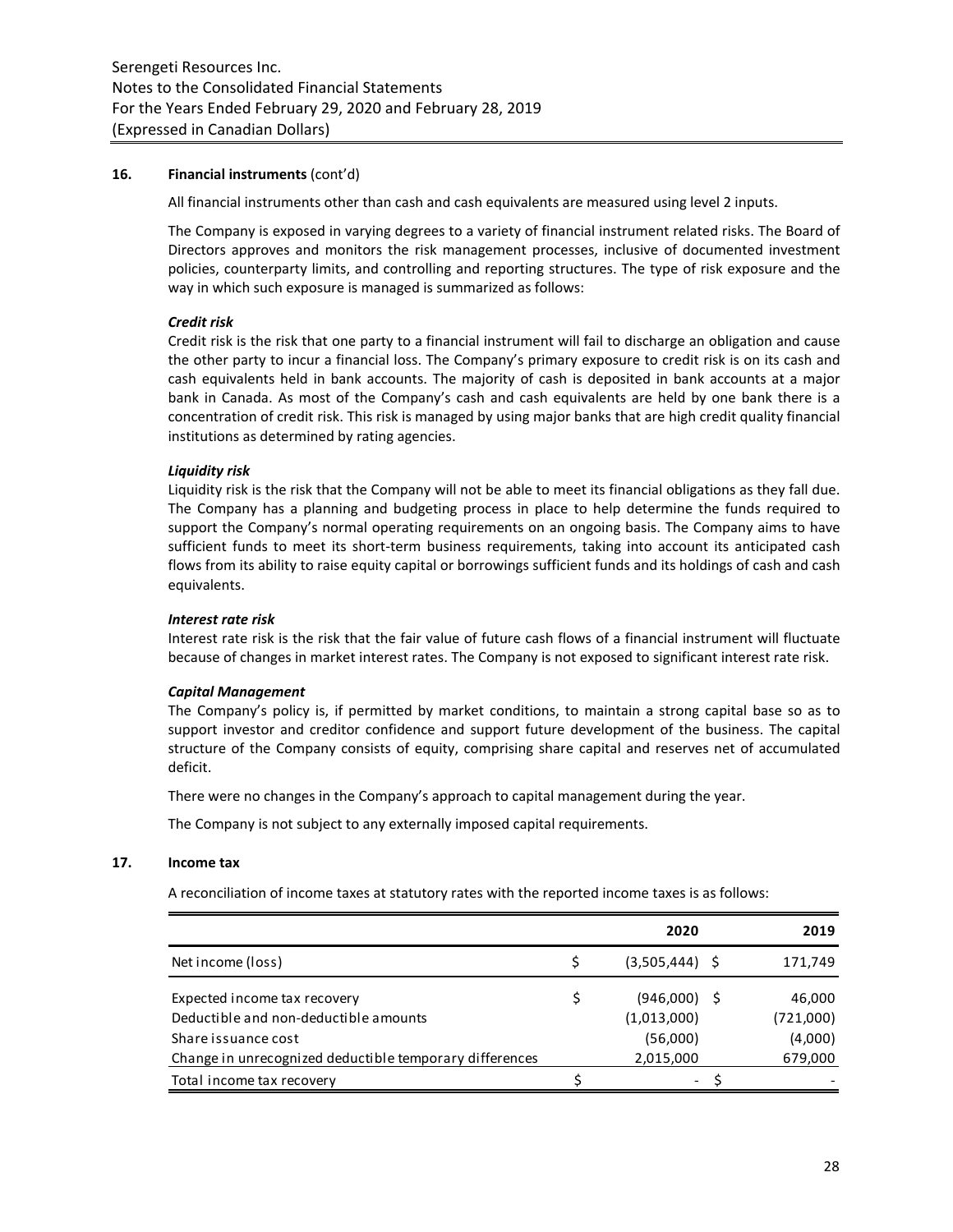## 16. Financial instruments (cont'd)

All financial instruments other than cash and cash equivalents are measured using level 2 inputs.

The Company is exposed in varying degrees to a variety of financial instrument related risks. The Board of Directors approves and monitors the risk management processes, inclusive of documented investment policies, counterparty limits, and controlling and reporting structures. The type of risk exposure and the way in which such exposure is managed is summarized as follows:

***Credit risk***

Credit risk is the risk that one party to a financial instrument will fail to discharge an obligation and cause the other party to incur a financial loss. The Company's primary exposure to credit risk is on its cash and cash equivalents held in bank accounts. The majority of cash is deposited in bank accounts at a major bank in Canada. As most of the Company's cash and cash equivalents are held by one bank there is a concentration of credit risk. This risk is managed by using major banks that are high credit quality financial institutions as determined by rating agencies.

***Liquidity risk***

Liquidity risk is the risk that the Company will not be able to meet its financial obligations as they fall due. The Company has a planning and budgeting process in place to help determine the funds required to support the Company's normal operating requirements on an ongoing basis. The Company aims to have sufficient funds to meet its short-term business requirements, taking into account its anticipated cash flows from its ability to raise equity capital or borrowings sufficient funds and its holdings of cash and cash equivalents.

***Interest rate risk***

Interest rate risk is the risk that the fair value of future cash flows of a financial instrument will fluctuate because of changes in market interest rates. The Company is not exposed to significant interest rate risk.

***Capital Management***

The Company's policy is, if permitted by market conditions, to maintain a strong capital base so as to support investor and creditor confidence and support future development of the business. The capital structure of the Company consists of equity, comprising share capital and reserves net of accumulated deficit.

There were no changes in the Company's approach to capital management during the year.

The Company is not subject to any externally imposed capital requirements.

## 17. Income tax

A reconciliation of income taxes at statutory rates with the reported income taxes is as follows:

| | 2020 | 2019 |
|---|---|---|
| Net income (loss) | $ (3,505,444) | $ 171,749 |
| Expected income tax recovery | $ (946,000) | $ 46,000 |
| Deductible and non-deductible amounts | (1,013,000) | (721,000) |
| Share issuance cost | (56,000) | (4,000) |
| Change in unrecognized deductible temporary differences | 2,015,000 | 679,000 |
| Total income tax recovery | $ - | $ - |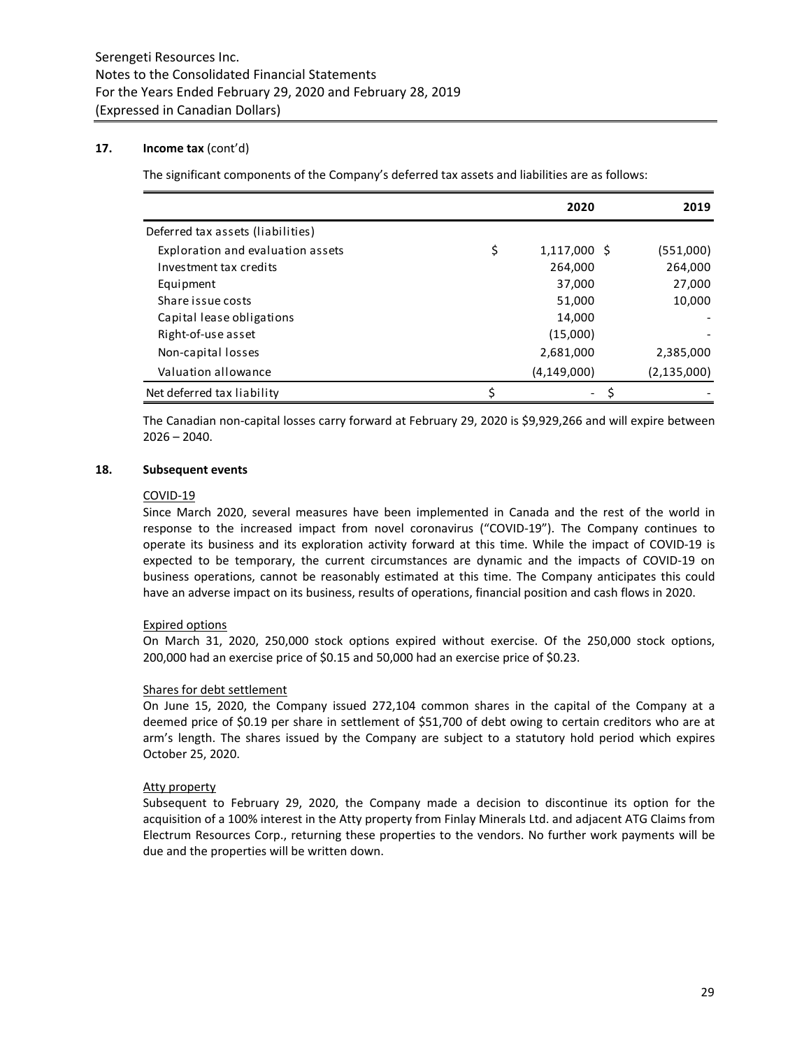Serengeti Resources Inc.
Notes to the Consolidated Financial Statements
For the Years Ended February 29, 2020 and February 28, 2019
(Expressed in Canadian Dollars)

**17. Income tax** (cont'd)

The significant components of the Company's deferred tax assets and liabilities are as follows:

| | 2020 | 2019 |
|---|---|---|
| Deferred tax assets (liabilities) | | |
| Exploration and evaluation assets | $ 1,117,000 | $ (551,000) |
| Investment tax credits | 264,000 | 264,000 |
| Equipment | 37,000 | 27,000 |
| Share issue costs | 51,000 | 10,000 |
| Capital lease obligations | 14,000 | - |
| Right-of-use asset | (15,000) | - |
| Non-capital losses | 2,681,000 | 2,385,000 |
| Valuation allowance | (4,149,000) | (2,135,000) |
| Net deferred tax liability | $ - | $ - |

The Canadian non-capital losses carry forward at February 29, 2020 is $9,929,266 and will expire between 2026 – 2040.

**18. Subsequent events**

COVID-19

Since March 2020, several measures have been implemented in Canada and the rest of the world in response to the increased impact from novel coronavirus ("COVID-19"). The Company continues to operate its business and its exploration activity forward at this time. While the impact of COVID-19 is expected to be temporary, the current circumstances are dynamic and the impacts of COVID-19 on business operations, cannot be reasonably estimated at this time. The Company anticipates this could have an adverse impact on its business, results of operations, financial position and cash flows in 2020.

Expired options

On March 31, 2020, 250,000 stock options expired without exercise. Of the 250,000 stock options, 200,000 had an exercise price of $0.15 and 50,000 had an exercise price of $0.23.

Shares for debt settlement

On June 15, 2020, the Company issued 272,104 common shares in the capital of the Company at a deemed price of $0.19 per share in settlement of $51,700 of debt owing to certain creditors who are at arm's length. The shares issued by the Company are subject to a statutory hold period which expires October 25, 2020.

Atty property

Subsequent to February 29, 2020, the Company made a decision to discontinue its option for the acquisition of a 100% interest in the Atty property from Finlay Minerals Ltd. and adjacent ATG Claims from Electrum Resources Corp., returning these properties to the vendors. No further work payments will be due and the properties will be written down.